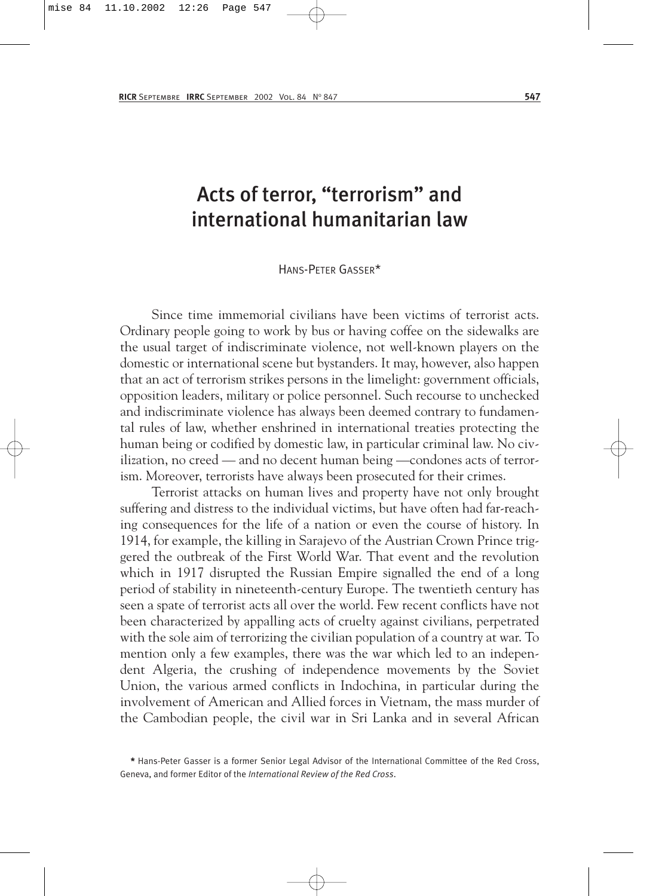# Acts of terror, "terrorism" and international humanitarian law

HANS-PETER GASSER*

Since time immemorial civilians have been victims of terrorist acts. Ordinary people going to work by bus or having coffee on the sidewalks are the usual target of indiscriminate violence, not well-known players on the domestic or international scene but bystanders. It may, however, also happen that an act of terrorism strikes persons in the limelight: government officials, opposition leaders, military or police personnel. Such recourse to unchecked and indiscriminate violence has always been deemed contrary to fundamental rules of law, whether enshrined in international treaties protecting the human being or codified by domestic law, in particular criminal law. No civilization, no creed — and no decent human being —condones acts of terrorism. Moreover, terrorists have always been prosecuted for their crimes.

Terrorist attacks on human lives and property have not only brought suffering and distress to the individual victims, but have often had far-reaching consequences for the life of a nation or even the course of history. In 1914, for example, the killing in Sarajevo of the Austrian Crown Prince triggered the outbreak of the First World War. That event and the revolution which in 1917 disrupted the Russian Empire signalled the end of a long period of stability in nineteenth-century Europe. The twentieth century has seen a spate of terrorist acts all over the world. Few recent conflicts have not been characterized by appalling acts of cruelty against civilians, perpetrated with the sole aim of terrorizing the civilian population of a country at war. To mention only a few examples, there was the war which led to an independent Algeria, the crushing of independence movements by the Soviet Union, the various armed conflicts in Indochina, in particular during the involvement of American and Allied forces in Vietnam, the mass murder of the Cambodian people, the civil war in Sri Lanka and in several African

\* Hans-Peter Gasser is a former Senior Legal Advisor of the International Committee of the Red Cross, Geneva, and former Editor of the *International Review of the Red Cross*.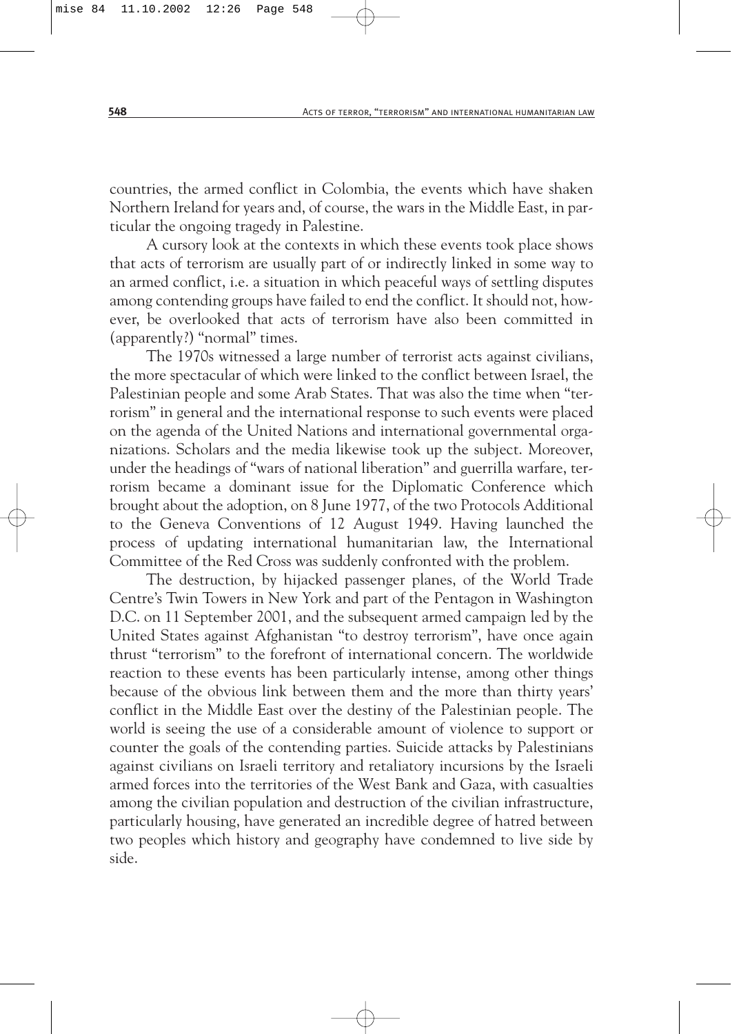countries, the armed conflict in Colombia, the events which have shaken Northern Ireland for years and, of course, the wars in the Middle East, in particular the ongoing tragedy in Palestine.

A cursory look at the contexts in which these events took place shows that acts of terrorism are usually part of or indirectly linked in some way to an armed conflict, i.e. a situation in which peaceful ways of settling disputes among contending groups have failed to end the conflict. It should not, however, be overlooked that acts of terrorism have also been committed in (apparently?) "normal" times.

The 1970s witnessed a large number of terrorist acts against civilians, the more spectacular of which were linked to the conflict between Israel, the Palestinian people and some Arab States. That was also the time when "terrorism" in general and the international response to such events were placed on the agenda of the United Nations and international governmental organizations. Scholars and the media likewise took up the subject. Moreover, under the headings of "wars of national liberation" and guerrilla warfare, terrorism became a dominant issue for the Diplomatic Conference which brought about the adoption, on 8 June 1977, of the two Protocols Additional to the Geneva Conventions of 12 August 1949. Having launched the process of updating international humanitarian law, the International Committee of the Red Cross was suddenly confronted with the problem.

The destruction, by hijacked passenger planes, of the World Trade Centre's Twin Towers in New York and part of the Pentagon in Washington D.C. on 11 September 2001, and the subsequent armed campaign led by the United States against Afghanistan "to destroy terrorism", have once again thrust "terrorism" to the forefront of international concern. The worldwide reaction to these events has been particularly intense, among other things because of the obvious link between them and the more than thirty years' conflict in the Middle East over the destiny of the Palestinian people. The world is seeing the use of a considerable amount of violence to support or counter the goals of the contending parties. Suicide attacks by Palestinians against civilians on Israeli territory and retaliatory incursions by the Israeli armed forces into the territories of the West Bank and Gaza, with casualties among the civilian population and destruction of the civilian infrastructure, particularly housing, have generated an incredible degree of hatred between two peoples which history and geography have condemned to live side by side.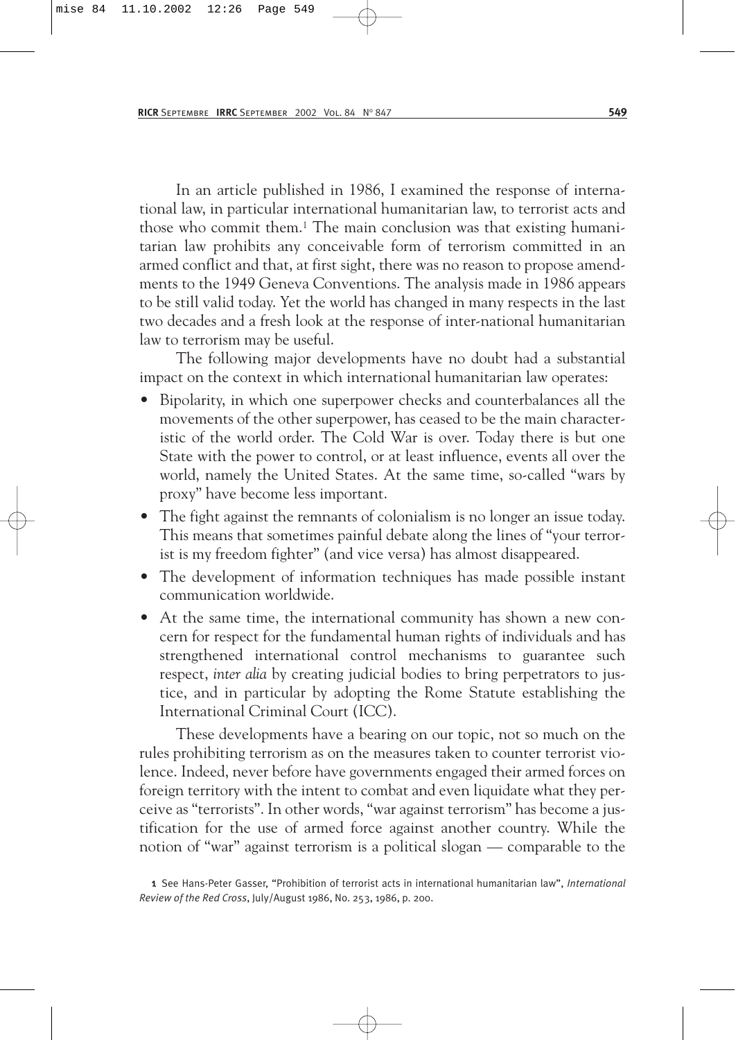In an article published in 1986, I examined the response of international law, in particular international humanitarian law, to terrorist acts and those who commit them.[1] The main conclusion was that existing humanitarian law prohibits any conceivable form of terrorism committed in an armed conflict and that, at first sight, there was no reason to propose amendments to the 1949 Geneva Conventions. The analysis made in 1986 appears to be still valid today. Yet the world has changed in many respects in the last two decades and a fresh look at the response of inter-national humanitarian law to terrorism may be useful.

The following major developments have no doubt had a substantial impact on the context in which international humanitarian law operates:

- Bipolarity, in which one superpower checks and counterbalances all the movements of the other superpower, has ceased to be the main characteristic of the world order. The Cold War is over. Today there is but one State with the power to control, or at least influence, events all over the world, namely the United States. At the same time, so-called "wars by proxy" have become less important.
- The fight against the remnants of colonialism is no longer an issue today. This means that sometimes painful debate along the lines of "your terrorist is my freedom fighter" (and vice versa) has almost disappeared.
- The development of information techniques has made possible instant communication worldwide.
- At the same time, the international community has shown a new concern for respect for the fundamental human rights of individuals and has strengthened international control mechanisms to guarantee such respect, *inter alia* by creating judicial bodies to bring perpetrators to justice, and in particular by adopting the Rome Statute establishing the International Criminal Court (ICC).

These developments have a bearing on our topic, not so much on the rules prohibiting terrorism as on the measures taken to counter terrorist violence. Indeed, never before have governments engaged their armed forces on foreign territory with the intent to combat and even liquidate what they perceive as "terrorists". In other words, "war against terrorism" has become a justification for the use of armed force against another country. While the notion of "war" against terrorism is a political slogan — comparable to the

[1] See Hans-Peter Gasser, "Prohibition of terrorist acts in international humanitarian law", *International Review of the Red Cross*, July/August 1986, No. 253, 1986, p. 200.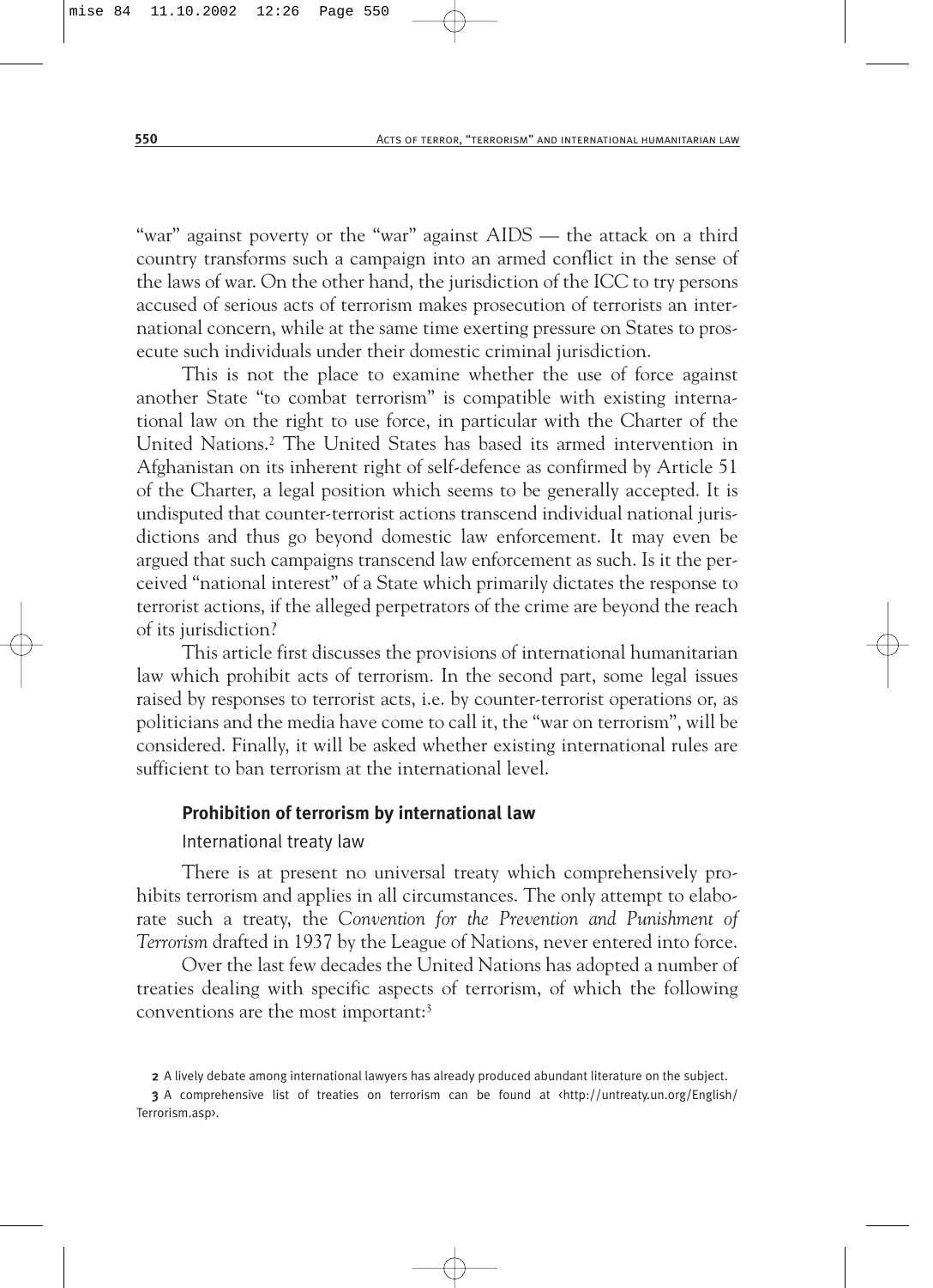"war" against poverty or the "war" against AIDS — the attack on a third country transforms such a campaign into an armed conflict in the sense of the laws of war. On the other hand, the jurisdiction of the ICC to try persons accused of serious acts of terrorism makes prosecution of terrorists an international concern, while at the same time exerting pressure on States to prosecute such individuals under their domestic criminal jurisdiction.

This is not the place to examine whether the use of force against another State "to combat terrorism" is compatible with existing international law on the right to use force, in particular with the Charter of the United Nations.[2] The United States has based its armed intervention in Afghanistan on its inherent right of self-defence as confirmed by Article 51 of the Charter, a legal position which seems to be generally accepted. It is undisputed that counter-terrorist actions transcend individual national jurisdictions and thus go beyond domestic law enforcement. It may even be argued that such campaigns transcend law enforcement as such. Is it the perceived "national interest" of a State which primarily dictates the response to terrorist actions, if the alleged perpetrators of the crime are beyond the reach of its jurisdiction?

This article first discusses the provisions of international humanitarian law which prohibit acts of terrorism. In the second part, some legal issues raised by responses to terrorist acts, i.e. by counter-terrorist operations or, as politicians and the media have come to call it, the "war on terrorism", will be considered. Finally, it will be asked whether existing international rules are sufficient to ban terrorism at the international level.

## Prohibition of terrorism by international law

### International treaty law

There is at present no universal treaty which comprehensively prohibits terrorism and applies in all circumstances. The only attempt to elaborate such a treaty, the *Convention for the Prevention and Punishment of Terrorism* drafted in 1937 by the League of Nations, never entered into force.

Over the last few decades the United Nations has adopted a number of treaties dealing with specific aspects of terrorism, of which the following conventions are the most important:[3]

---

**2** A lively debate among international lawyers has already produced abundant literature on the subject.

**3** A comprehensive list of treaties on terrorism can be found at ‹http://untreaty.un.org/English/Terrorism.asp›.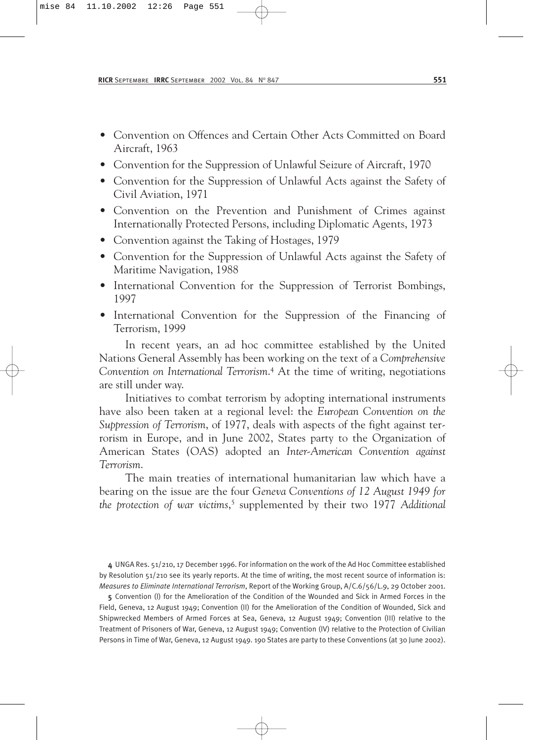- Convention on Offences and Certain Other Acts Committed on Board Aircraft, 1963
- Convention for the Suppression of Unlawful Seizure of Aircraft, 1970
- Convention for the Suppression of Unlawful Acts against the Safety of Civil Aviation, 1971
- Convention on the Prevention and Punishment of Crimes against Internationally Protected Persons, including Diplomatic Agents, 1973
- Convention against the Taking of Hostages, 1979
- Convention for the Suppression of Unlawful Acts against the Safety of Maritime Navigation, 1988
- International Convention for the Suppression of Terrorist Bombings, 1997
- International Convention for the Suppression of the Financing of Terrorism, 1999

In recent years, an ad hoc committee established by the United Nations General Assembly has been working on the text of a *Comprehensive Convention on International Terrorism*.[4] At the time of writing, negotiations are still under way.

Initiatives to combat terrorism by adopting international instruments have also been taken at a regional level: the *European Convention on the Suppression of Terrorism*, of 1977, deals with aspects of the fight against terrorism in Europe, and in June 2002, States party to the Organization of American States (OAS) adopted an *Inter-American Convention against Terrorism*.

The main treaties of international humanitarian law which have a bearing on the issue are the four *Geneva Conventions of 12 August 1949 for the protection of war victims*,[5] supplemented by their two 1977 *Additional*

4 UNGA Res. 51/210, 17 December 1996. For information on the work of the Ad Hoc Committee established by Resolution 51/210 see its yearly reports. At the time of writing, the most recent source of information is: *Measures to Eliminate International Terrorism*, Report of the Working Group, A/C.6/56/L.9, 29 October 2001.

5 Convention (I) for the Amelioration of the Condition of the Wounded and Sick in Armed Forces in the Field, Geneva, 12 August 1949; Convention (II) for the Amelioration of the Condition of Wounded, Sick and Shipwrecked Members of Armed Forces at Sea, Geneva, 12 August 1949; Convention (III) relative to the Treatment of Prisoners of War, Geneva, 12 August 1949; Convention (IV) relative to the Protection of Civilian Persons in Time of War, Geneva, 12 August 1949. 190 States are party to these Conventions (at 30 June 2002).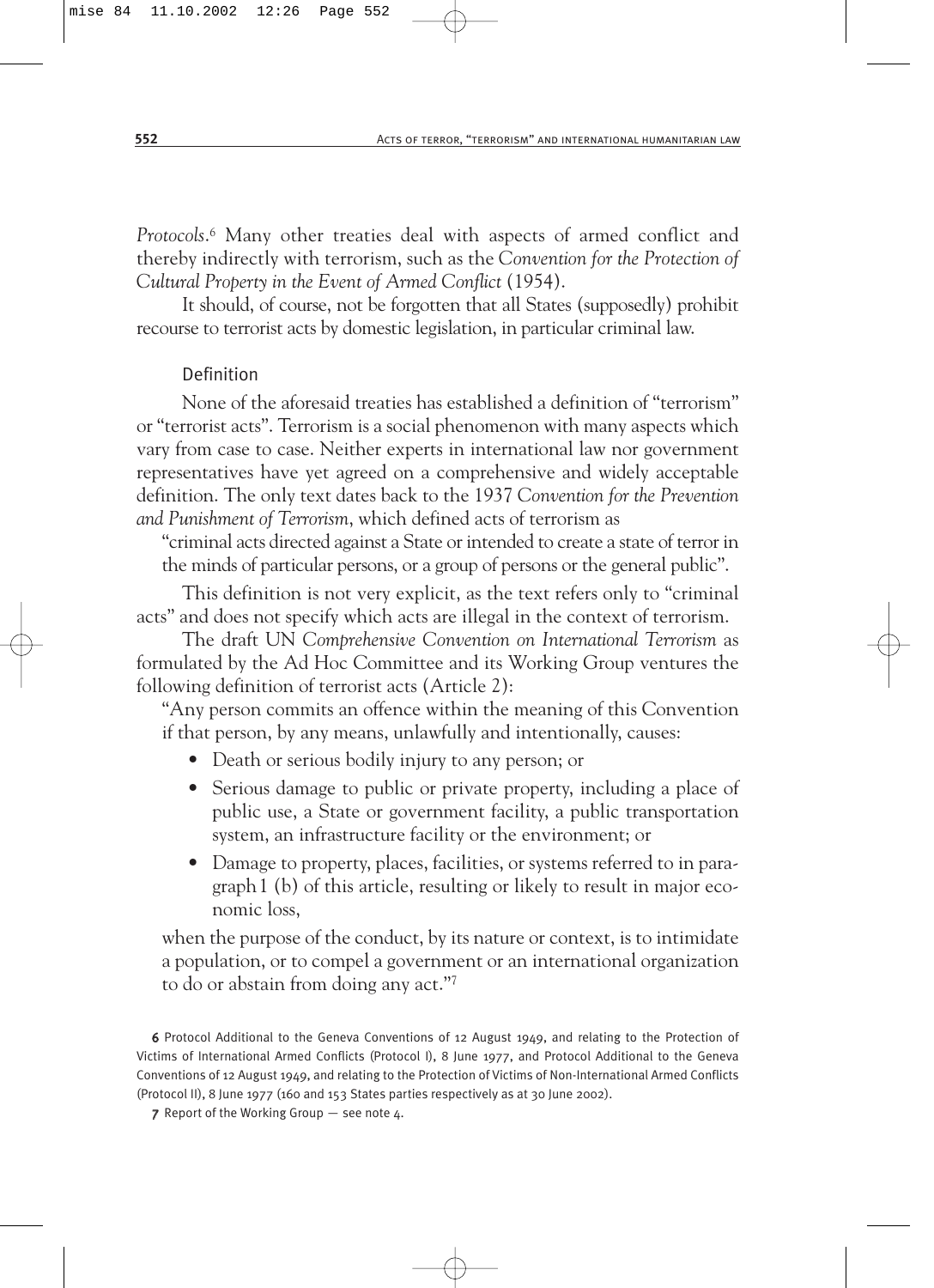*Protocols*.[6] Many other treaties deal with aspects of armed conflict and thereby indirectly with terrorism, such as the *Convention for the Protection of Cultural Property in the Event of Armed Conflict* (1954).

It should, of course, not be forgotten that all States (supposedly) prohibit recourse to terrorist acts by domestic legislation, in particular criminal law.

### Definition

None of the aforesaid treaties has established a definition of "terrorism" or "terrorist acts". Terrorism is a social phenomenon with many aspects which vary from case to case. Neither experts in international law nor government representatives have yet agreed on a comprehensive and widely acceptable definition. The only text dates back to the 1937 *Convention for the Prevention and Punishment of Terrorism*, which defined acts of terrorism as

> "criminal acts directed against a State or intended to create a state of terror in the minds of particular persons, or a group of persons or the general public".

This definition is not very explicit, as the text refers only to "criminal acts" and does not specify which acts are illegal in the context of terrorism.

The draft UN *Comprehensive Convention on International Terrorism* as formulated by the Ad Hoc Committee and its Working Group ventures the following definition of terrorist acts (Article 2):

> "Any person commits an offence within the meaning of this Convention if that person, by any means, unlawfully and intentionally, causes:
>
> - Death or serious bodily injury to any person; or
> - Serious damage to public or private property, including a place of public use, a State or government facility, a public transportation system, an infrastructure facility or the environment; or
> - Damage to property, places, facilities, or systems referred to in paragraph 1 (b) of this article, resulting or likely to result in major economic loss,
>
> when the purpose of the conduct, by its nature or context, is to intimidate a population, or to compel a government or an international organization to do or abstain from doing any act."[7]

---

**6** Protocol Additional to the Geneva Conventions of 12 August 1949, and relating to the Protection of Victims of International Armed Conflicts (Protocol I), 8 June 1977, and Protocol Additional to the Geneva Conventions of 12 August 1949, and relating to the Protection of Victims of Non-International Armed Conflicts (Protocol II), 8 June 1977 (160 and 153 States parties respectively as at 30 June 2002).

**7** Report of the Working Group — see note 4.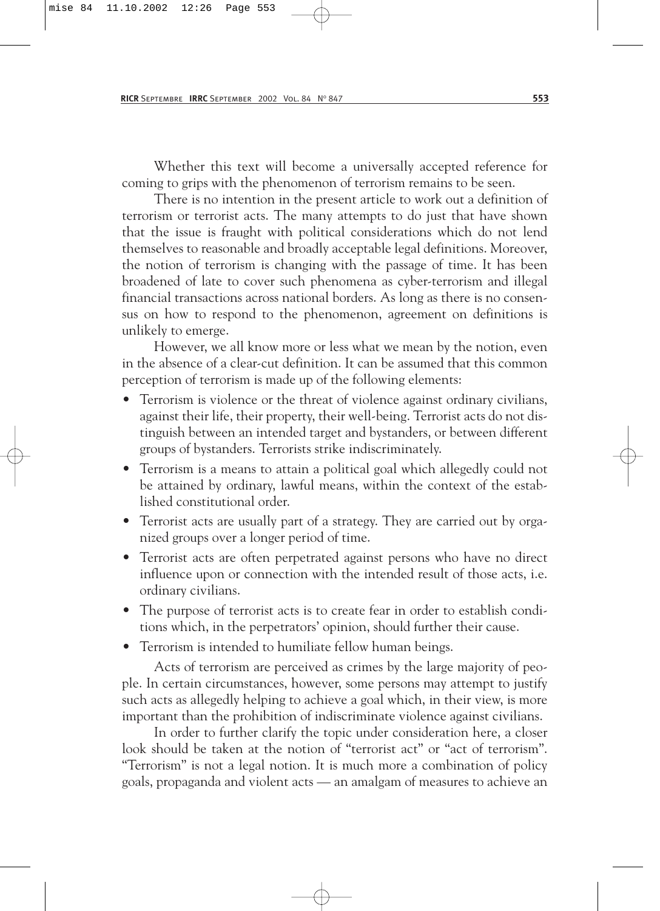Whether this text will become a universally accepted reference for coming to grips with the phenomenon of terrorism remains to be seen.

There is no intention in the present article to work out a definition of terrorism or terrorist acts. The many attempts to do just that have shown that the issue is fraught with political considerations which do not lend themselves to reasonable and broadly acceptable legal definitions. Moreover, the notion of terrorism is changing with the passage of time. It has been broadened of late to cover such phenomena as cyber-terrorism and illegal financial transactions across national borders. As long as there is no consensus on how to respond to the phenomenon, agreement on definitions is unlikely to emerge.

However, we all know more or less what we mean by the notion, even in the absence of a clear-cut definition. It can be assumed that this common perception of terrorism is made up of the following elements:

- Terrorism is violence or the threat of violence against ordinary civilians, against their life, their property, their well-being. Terrorist acts do not distinguish between an intended target and bystanders, or between different groups of bystanders. Terrorists strike indiscriminately.
- Terrorism is a means to attain a political goal which allegedly could not be attained by ordinary, lawful means, within the context of the established constitutional order.
- Terrorist acts are usually part of a strategy. They are carried out by organized groups over a longer period of time.
- Terrorist acts are often perpetrated against persons who have no direct influence upon or connection with the intended result of those acts, i.e. ordinary civilians.
- The purpose of terrorist acts is to create fear in order to establish conditions which, in the perpetrators' opinion, should further their cause.
- Terrorism is intended to humiliate fellow human beings.

Acts of terrorism are perceived as crimes by the large majority of people. In certain circumstances, however, some persons may attempt to justify such acts as allegedly helping to achieve a goal which, in their view, is more important than the prohibition of indiscriminate violence against civilians.

In order to further clarify the topic under consideration here, a closer look should be taken at the notion of "terrorist act" or "act of terrorism". "Terrorism" is not a legal notion. It is much more a combination of policy goals, propaganda and violent acts — an amalgam of measures to achieve an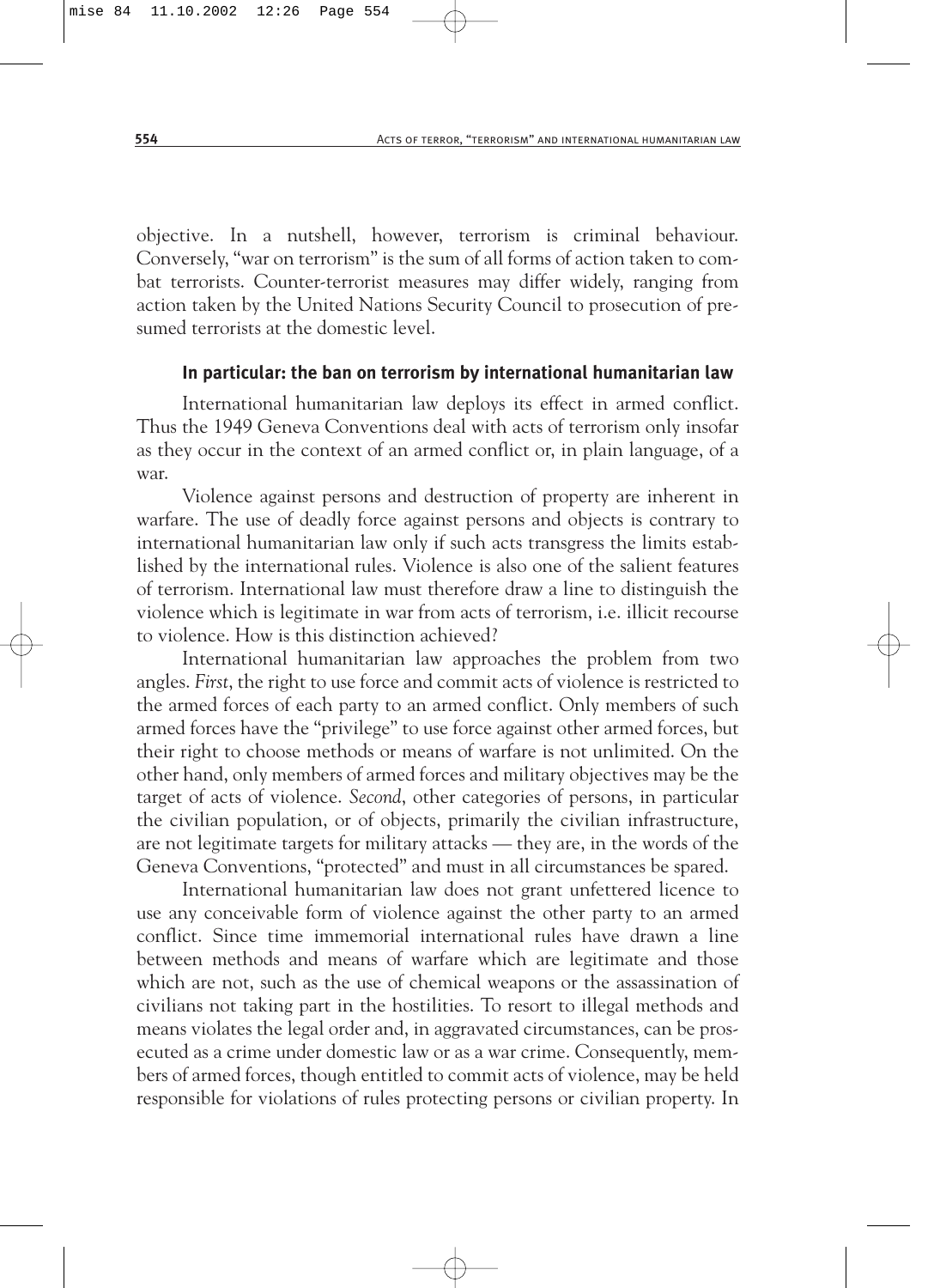objective. In a nutshell, however, terrorism is criminal behaviour. Conversely, "war on terrorism" is the sum of all forms of action taken to combat terrorists. Counter-terrorist measures may differ widely, ranging from action taken by the United Nations Security Council to prosecution of presumed terrorists at the domestic level.

### In particular: the ban on terrorism by international humanitarian law

International humanitarian law deploys its effect in armed conflict. Thus the 1949 Geneva Conventions deal with acts of terrorism only insofar as they occur in the context of an armed conflict or, in plain language, of a war.

Violence against persons and destruction of property are inherent in warfare. The use of deadly force against persons and objects is contrary to international humanitarian law only if such acts transgress the limits established by the international rules. Violence is also one of the salient features of terrorism. International law must therefore draw a line to distinguish the violence which is legitimate in war from acts of terrorism, i.e. illicit recourse to violence. How is this distinction achieved?

International humanitarian law approaches the problem from two angles. *First*, the right to use force and commit acts of violence is restricted to the armed forces of each party to an armed conflict. Only members of such armed forces have the "privilege" to use force against other armed forces, but their right to choose methods or means of warfare is not unlimited. On the other hand, only members of armed forces and military objectives may be the target of acts of violence. *Second*, other categories of persons, in particular the civilian population, or of objects, primarily the civilian infrastructure, are not legitimate targets for military attacks — they are, in the words of the Geneva Conventions, "protected" and must in all circumstances be spared.

International humanitarian law does not grant unfettered licence to use any conceivable form of violence against the other party to an armed conflict. Since time immemorial international rules have drawn a line between methods and means of warfare which are legitimate and those which are not, such as the use of chemical weapons or the assassination of civilians not taking part in the hostilities. To resort to illegal methods and means violates the legal order and, in aggravated circumstances, can be prosecuted as a crime under domestic law or as a war crime. Consequently, members of armed forces, though entitled to commit acts of violence, may be held responsible for violations of rules protecting persons or civilian property. In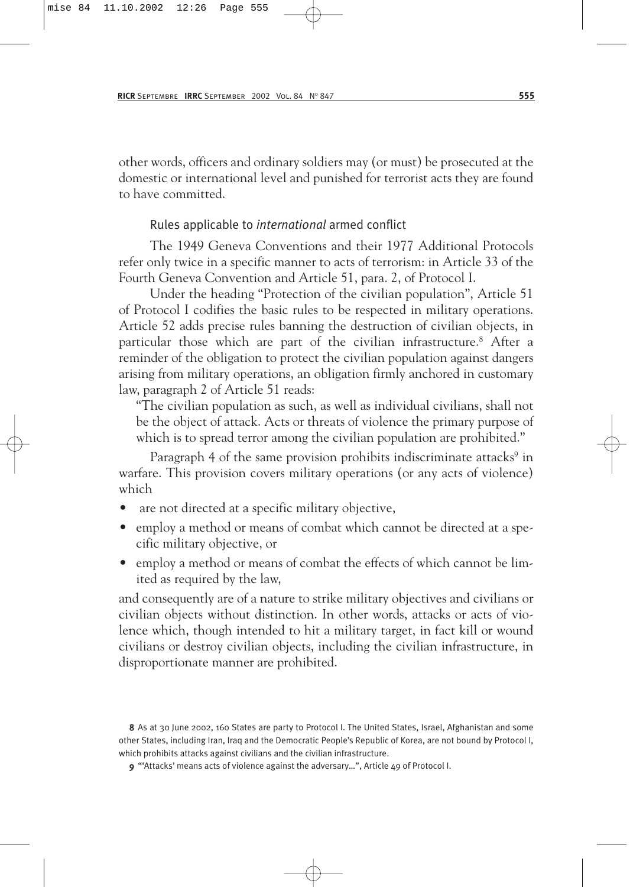other words, officers and ordinary soldiers may (or must) be prosecuted at the domestic or international level and punished for terrorist acts they are found to have committed.

### Rules applicable to *international* armed conflict

The 1949 Geneva Conventions and their 1977 Additional Protocols refer only twice in a specific manner to acts of terrorism: in Article 33 of the Fourth Geneva Convention and Article 51, para. 2, of Protocol I.

Under the heading "Protection of the civilian population", Article 51 of Protocol I codifies the basic rules to be respected in military operations. Article 52 adds precise rules banning the destruction of civilian objects, in particular those which are part of the civilian infrastructure.[8] After a reminder of the obligation to protect the civilian population against dangers arising from military operations, an obligation firmly anchored in customary law, paragraph 2 of Article 51 reads:

> "The civilian population as such, as well as individual civilians, shall not be the object of attack. Acts or threats of violence the primary purpose of which is to spread terror among the civilian population are prohibited."

Paragraph 4 of the same provision prohibits indiscriminate attacks[9] in warfare. This provision covers military operations (or any acts of violence) which

- are not directed at a specific military objective,
- employ a method or means of combat which cannot be directed at a specific military objective, or
- employ a method or means of combat the effects of which cannot be limited as required by the law,

and consequently are of a nature to strike military objectives and civilians or civilian objects without distinction. In other words, attacks or acts of violence which, though intended to hit a military target, in fact kill or wound civilians or destroy civilian objects, including the civilian infrastructure, in disproportionate manner are prohibited.

---

8 As at 30 June 2002, 160 States are party to Protocol I. The United States, Israel, Afghanistan and some other States, including Iran, Iraq and the Democratic People's Republic of Korea, are not bound by Protocol I, which prohibits attacks against civilians and the civilian infrastructure.

9 "'Attacks' means acts of violence against the adversary...", Article 49 of Protocol I.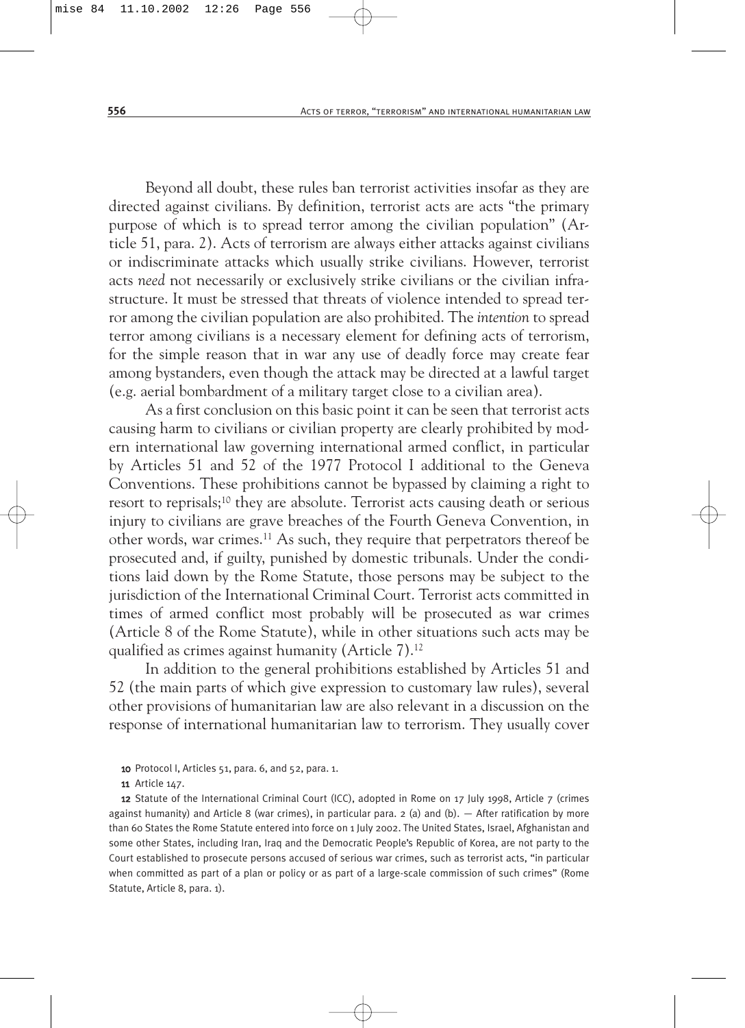Beyond all doubt, these rules ban terrorist activities insofar as they are directed against civilians. By definition, terrorist acts are acts "the primary purpose of which is to spread terror among the civilian population" (Article 51, para. 2). Acts of terrorism are always either attacks against civilians or indiscriminate attacks which usually strike civilians. However, terrorist acts *need* not necessarily or exclusively strike civilians or the civilian infrastructure. It must be stressed that threats of violence intended to spread terror among the civilian population are also prohibited. The *intention* to spread terror among civilians is a necessary element for defining acts of terrorism, for the simple reason that in war any use of deadly force may create fear among bystanders, even though the attack may be directed at a lawful target (e.g. aerial bombardment of a military target close to a civilian area).

As a first conclusion on this basic point it can be seen that terrorist acts causing harm to civilians or civilian property are clearly prohibited by modern international law governing international armed conflict, in particular by Articles 51 and 52 of the 1977 Protocol I additional to the Geneva Conventions. These prohibitions cannot be bypassed by claiming a right to resort to reprisals;[10] they are absolute. Terrorist acts causing death or serious injury to civilians are grave breaches of the Fourth Geneva Convention, in other words, war crimes.[11] As such, they require that perpetrators thereof be prosecuted and, if guilty, punished by domestic tribunals. Under the conditions laid down by the Rome Statute, those persons may be subject to the jurisdiction of the International Criminal Court. Terrorist acts committed in times of armed conflict most probably will be prosecuted as war crimes (Article 8 of the Rome Statute), while in other situations such acts may be qualified as crimes against humanity (Article 7).[12]

In addition to the general prohibitions established by Articles 51 and 52 (the main parts of which give expression to customary law rules), several other provisions of humanitarian law are also relevant in a discussion on the response of international humanitarian law to terrorism. They usually cover

10 Protocol I, Articles 51, para. 6, and 52, para. 1.

11 Article 147.

12 Statute of the International Criminal Court (ICC), adopted in Rome on 17 July 1998, Article 7 (crimes against humanity) and Article 8 (war crimes), in particular para. 2 (a) and (b). — After ratification by more than 60 States the Rome Statute entered into force on 1 July 2002. The United States, Israel, Afghanistan and some other States, including Iran, Iraq and the Democratic People's Republic of Korea, are not party to the Court established to prosecute persons accused of serious war crimes, such as terrorist acts, "in particular when committed as part of a plan or policy or as part of a large-scale commission of such crimes" (Rome Statute, Article 8, para. 1).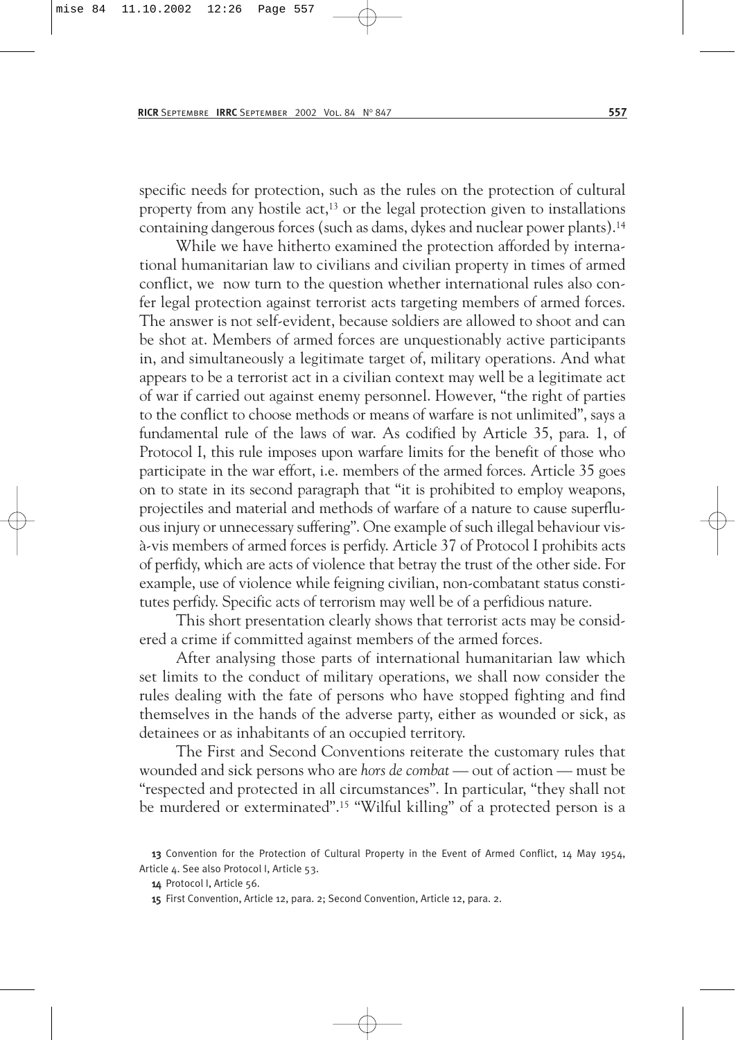specific needs for protection, such as the rules on the protection of cultural property from any hostile act,[13] or the legal protection given to installations containing dangerous forces (such as dams, dykes and nuclear power plants).[14]

While we have hitherto examined the protection afforded by international humanitarian law to civilians and civilian property in times of armed conflict, we now turn to the question whether international rules also confer legal protection against terrorist acts targeting members of armed forces. The answer is not self-evident, because soldiers are allowed to shoot and can be shot at. Members of armed forces are unquestionably active participants in, and simultaneously a legitimate target of, military operations. And what appears to be a terrorist act in a civilian context may well be a legitimate act of war if carried out against enemy personnel. However, "the right of parties to the conflict to choose methods or means of warfare is not unlimited", says a fundamental rule of the laws of war. As codified by Article 35, para. 1, of Protocol I, this rule imposes upon warfare limits for the benefit of those who participate in the war effort, i.e. members of the armed forces. Article 35 goes on to state in its second paragraph that "it is prohibited to employ weapons, projectiles and material and methods of warfare of a nature to cause superfluous injury or unnecessary suffering". One example of such illegal behaviour vis-à-vis members of armed forces is perfidy. Article 37 of Protocol I prohibits acts of perfidy, which are acts of violence that betray the trust of the other side. For example, use of violence while feigning civilian, non-combatant status constitutes perfidy. Specific acts of terrorism may well be of a perfidious nature.

This short presentation clearly shows that terrorist acts may be considered a crime if committed against members of the armed forces.

After analysing those parts of international humanitarian law which set limits to the conduct of military operations, we shall now consider the rules dealing with the fate of persons who have stopped fighting and find themselves in the hands of the adverse party, either as wounded or sick, as detainees or as inhabitants of an occupied territory.

The First and Second Conventions reiterate the customary rules that wounded and sick persons who are *hors de combat* — out of action — must be "respected and protected in all circumstances". In particular, "they shall not be murdered or exterminated".[15] "Wilful killing" of a protected person is a

**13** Convention for the Protection of Cultural Property in the Event of Armed Conflict, 14 May 1954, Article 4. See also Protocol I, Article 53.

**14** Protocol I, Article 56.

**15** First Convention, Article 12, para. 2; Second Convention, Article 12, para. 2.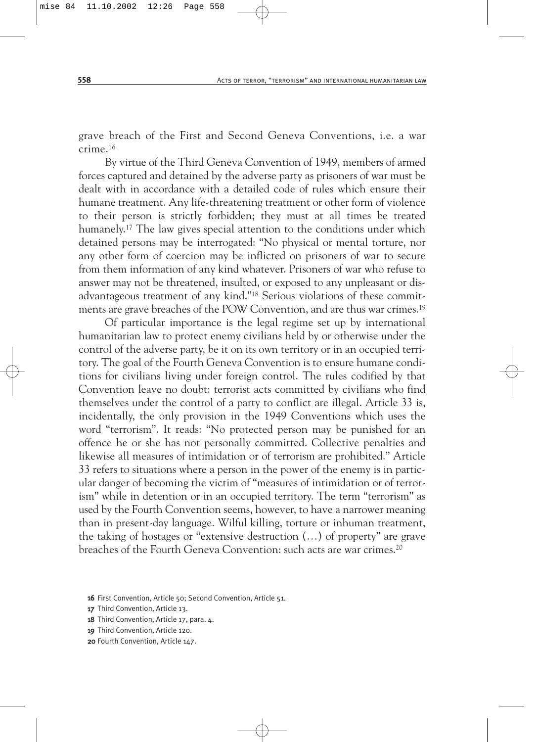grave breach of the First and Second Geneva Conventions, i.e. a war crime.[16]

By virtue of the Third Geneva Convention of 1949, members of armed forces captured and detained by the adverse party as prisoners of war must be dealt with in accordance with a detailed code of rules which ensure their humane treatment. Any life-threatening treatment or other form of violence to their person is strictly forbidden; they must at all times be treated humanely.[17] The law gives special attention to the conditions under which detained persons may be interrogated: "No physical or mental torture, nor any other form of coercion may be inflicted on prisoners of war to secure from them information of any kind whatever. Prisoners of war who refuse to answer may not be threatened, insulted, or exposed to any unpleasant or disadvantageous treatment of any kind."[18] Serious violations of these commitments are grave breaches of the POW Convention, and are thus war crimes.[19]

Of particular importance is the legal regime set up by international humanitarian law to protect enemy civilians held by or otherwise under the control of the adverse party, be it on its own territory or in an occupied territory. The goal of the Fourth Geneva Convention is to ensure humane conditions for civilians living under foreign control. The rules codified by that Convention leave no doubt: terrorist acts committed by civilians who find themselves under the control of a party to conflict are illegal. Article 33 is, incidentally, the only provision in the 1949 Conventions which uses the word "terrorism". It reads: "No protected person may be punished for an offence he or she has not personally committed. Collective penalties and likewise all measures of intimidation or of terrorism are prohibited." Article 33 refers to situations where a person in the power of the enemy is in particular danger of becoming the victim of "measures of intimidation or of terrorism" while in detention or in an occupied territory. The term "terrorism" as used by the Fourth Convention seems, however, to have a narrower meaning than in present-day language. Wilful killing, torture or inhuman treatment, the taking of hostages or "extensive destruction (…) of property" are grave breaches of the Fourth Geneva Convention: such acts are war crimes.[20]

16 First Convention, Article 50; Second Convention, Article 51.

17 Third Convention, Article 13.

18 Third Convention, Article 17, para. 4.

19 Third Convention, Article 120.

20 Fourth Convention, Article 147.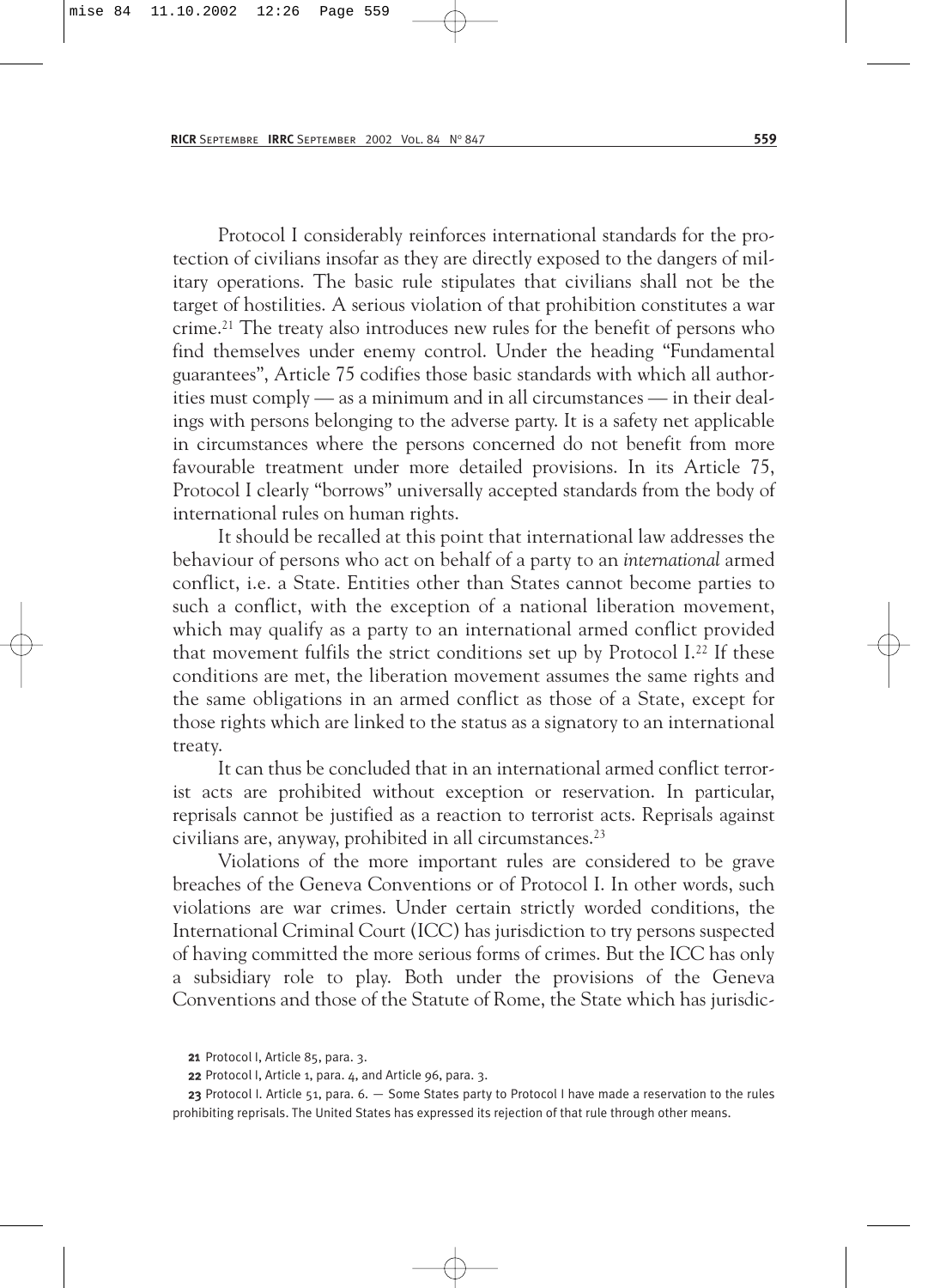Protocol I considerably reinforces international standards for the protection of civilians insofar as they are directly exposed to the dangers of military operations. The basic rule stipulates that civilians shall not be the target of hostilities. A serious violation of that prohibition constitutes a war crime.[21] The treaty also introduces new rules for the benefit of persons who find themselves under enemy control. Under the heading "Fundamental guarantees", Article 75 codifies those basic standards with which all authorities must comply — as a minimum and in all circumstances — in their dealings with persons belonging to the adverse party. It is a safety net applicable in circumstances where the persons concerned do not benefit from more favourable treatment under more detailed provisions. In its Article 75, Protocol I clearly "borrows" universally accepted standards from the body of international rules on human rights.

It should be recalled at this point that international law addresses the behaviour of persons who act on behalf of a party to an *international* armed conflict, i.e. a State. Entities other than States cannot become parties to such a conflict, with the exception of a national liberation movement, which may qualify as a party to an international armed conflict provided that movement fulfils the strict conditions set up by Protocol I.[22] If these conditions are met, the liberation movement assumes the same rights and the same obligations in an armed conflict as those of a State, except for those rights which are linked to the status as a signatory to an international treaty.

It can thus be concluded that in an international armed conflict terrorist acts are prohibited without exception or reservation. In particular, reprisals cannot be justified as a reaction to terrorist acts. Reprisals against civilians are, anyway, prohibited in all circumstances.[23]

Violations of the more important rules are considered to be grave breaches of the Geneva Conventions or of Protocol I. In other words, such violations are war crimes. Under certain strictly worded conditions, the International Criminal Court (ICC) has jurisdiction to try persons suspected of having committed the more serious forms of crimes. But the ICC has only a subsidiary role to play. Both under the provisions of the Geneva Conventions and those of the Statute of Rome, the State which has jurisdic-

**21** Protocol I, Article 85, para. 3.

**22** Protocol I, Article 1, para. 4, and Article 96, para. 3.

**23** Protocol I. Article 51, para. 6. — Some States party to Protocol I have made a reservation to the rules prohibiting reprisals. The United States has expressed its rejection of that rule through other means.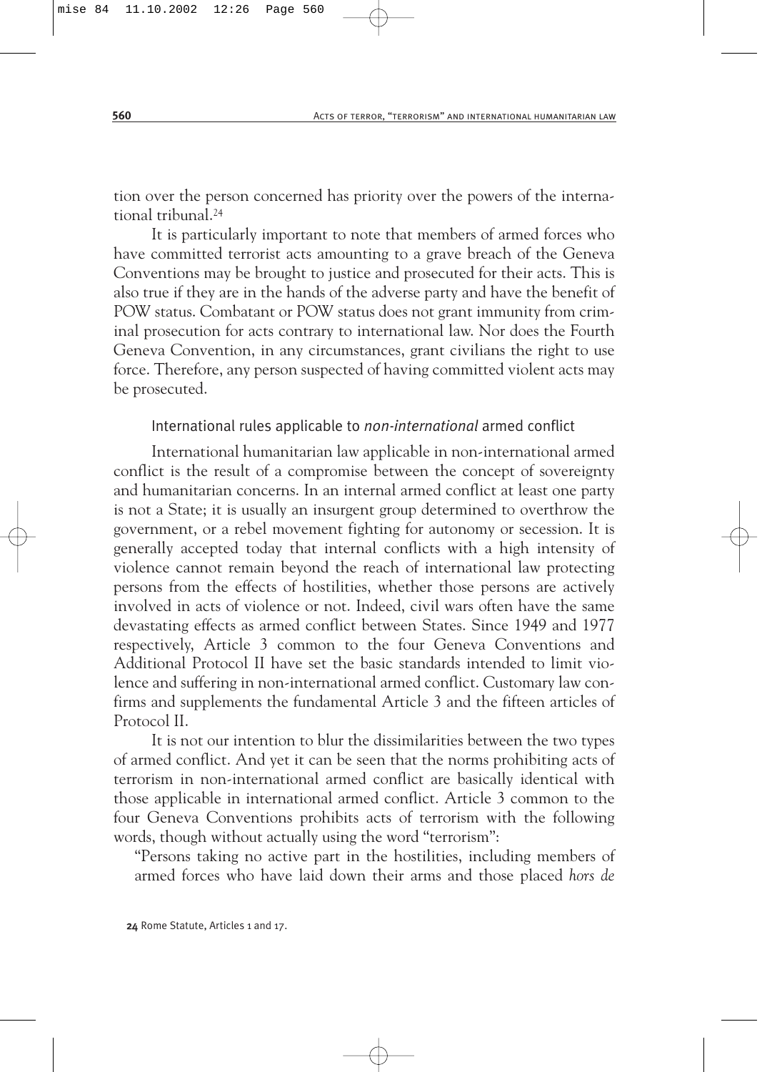tion over the person concerned has priority over the powers of the international tribunal.[24]

It is particularly important to note that members of armed forces who have committed terrorist acts amounting to a grave breach of the Geneva Conventions may be brought to justice and prosecuted for their acts. This is also true if they are in the hands of the adverse party and have the benefit of POW status. Combatant or POW status does not grant immunity from criminal prosecution for acts contrary to international law. Nor does the Fourth Geneva Convention, in any circumstances, grant civilians the right to use force. Therefore, any person suspected of having committed violent acts may be prosecuted.

### International rules applicable to *non-international* armed conflict

International humanitarian law applicable in non-international armed conflict is the result of a compromise between the concept of sovereignty and humanitarian concerns. In an internal armed conflict at least one party is not a State; it is usually an insurgent group determined to overthrow the government, or a rebel movement fighting for autonomy or secession. It is generally accepted today that internal conflicts with a high intensity of violence cannot remain beyond the reach of international law protecting persons from the effects of hostilities, whether those persons are actively involved in acts of violence or not. Indeed, civil wars often have the same devastating effects as armed conflict between States. Since 1949 and 1977 respectively, Article 3 common to the four Geneva Conventions and Additional Protocol II have set the basic standards intended to limit violence and suffering in non-international armed conflict. Customary law confirms and supplements the fundamental Article 3 and the fifteen articles of Protocol II.

It is not our intention to blur the dissimilarities between the two types of armed conflict. And yet it can be seen that the norms prohibiting acts of terrorism in non-international armed conflict are basically identical with those applicable in international armed conflict. Article 3 common to the four Geneva Conventions prohibits acts of terrorism with the following words, though without actually using the word "terrorism":

> "Persons taking no active part in the hostilities, including members of armed forces who have laid down their arms and those placed *hors de*

24 Rome Statute, Articles 1 and 17.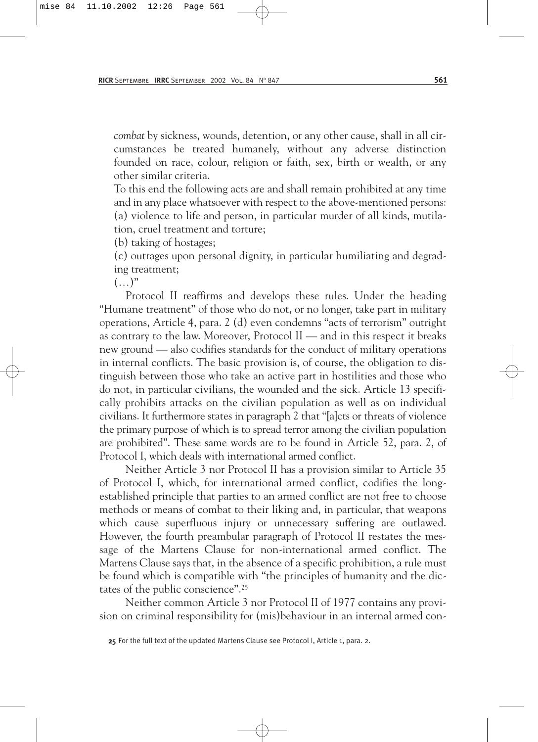*combat* by sickness, wounds, detention, or any other cause, shall in all circumstances be treated humanely, without any adverse distinction founded on race, colour, religion or faith, sex, birth or wealth, or any other similar criteria.

To this end the following acts are and shall remain prohibited at any time and in any place whatsoever with respect to the above-mentioned persons:

(a) violence to life and person, in particular murder of all kinds, mutilation, cruel treatment and torture;

(b) taking of hostages;

(c) outrages upon personal dignity, in particular humiliating and degrading treatment;

(…)"

Protocol II reaffirms and develops these rules. Under the heading "Humane treatment" of those who do not, or no longer, take part in military operations, Article 4, para. 2 (d) even condemns "acts of terrorism" outright as contrary to the law. Moreover, Protocol II — and in this respect it breaks new ground — also codifies standards for the conduct of military operations in internal conflicts. The basic provision is, of course, the obligation to distinguish between those who take an active part in hostilities and those who do not, in particular civilians, the wounded and the sick. Article 13 specifically prohibits attacks on the civilian population as well as on individual civilians. It furthermore states in paragraph 2 that "[a]cts or threats of violence the primary purpose of which is to spread terror among the civilian population are prohibited". These same words are to be found in Article 52, para. 2, of Protocol I, which deals with international armed conflict.

Neither Article 3 nor Protocol II has a provision similar to Article 35 of Protocol I, which, for international armed conflict, codifies the long-established principle that parties to an armed conflict are not free to choose methods or means of combat to their liking and, in particular, that weapons which cause superfluous injury or unnecessary suffering are outlawed. However, the fourth preambular paragraph of Protocol II restates the message of the Martens Clause for non-international armed conflict. The Martens Clause says that, in the absence of a specific prohibition, a rule must be found which is compatible with "the principles of humanity and the dictates of the public conscience".[25]

Neither common Article 3 nor Protocol II of 1977 contains any provision on criminal responsibility for (mis)behaviour in an internal armed con-

[25] For the full text of the updated Martens Clause see Protocol I, Article 1, para. 2.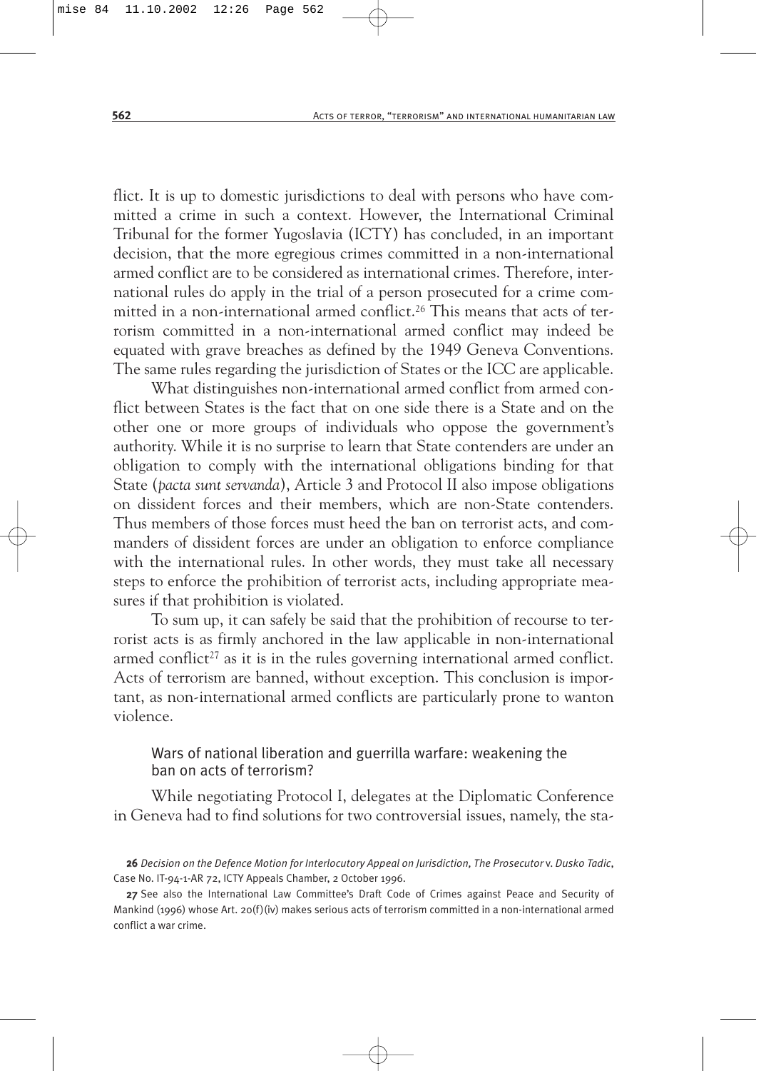flict. It is up to domestic jurisdictions to deal with persons who have committed a crime in such a context. However, the International Criminal Tribunal for the former Yugoslavia (ICTY) has concluded, in an important decision, that the more egregious crimes committed in a non-international armed conflict are to be considered as international crimes. Therefore, international rules do apply in the trial of a person prosecuted for a crime committed in a non-international armed conflict.[26] This means that acts of terrorism committed in a non-international armed conflict may indeed be equated with grave breaches as defined by the 1949 Geneva Conventions. The same rules regarding the jurisdiction of States or the ICC are applicable.

What distinguishes non-international armed conflict from armed conflict between States is the fact that on one side there is a State and on the other one or more groups of individuals who oppose the government's authority. While it is no surprise to learn that State contenders are under an obligation to comply with the international obligations binding for that State (*pacta sunt servanda*), Article 3 and Protocol II also impose obligations on dissident forces and their members, which are non-State contenders. Thus members of those forces must heed the ban on terrorist acts, and commanders of dissident forces are under an obligation to enforce compliance with the international rules. In other words, they must take all necessary steps to enforce the prohibition of terrorist acts, including appropriate measures if that prohibition is violated.

To sum up, it can safely be said that the prohibition of recourse to terrorist acts is as firmly anchored in the law applicable in non-international armed conflict[27] as it is in the rules governing international armed conflict. Acts of terrorism are banned, without exception. This conclusion is important, as non-international armed conflicts are particularly prone to wanton violence.

### Wars of national liberation and guerrilla warfare: weakening the ban on acts of terrorism?

While negotiating Protocol I, delegates at the Diplomatic Conference in Geneva had to find solutions for two controversial issues, namely, the sta-

---

**26** *Decision on the Defence Motion for Interlocutory Appeal on Jurisdiction, The Prosecutor* v. *Dusko Tadic*, Case No. IT-94-1-AR 72, ICTY Appeals Chamber, 2 October 1996.

**27** See also the International Law Committee's Draft Code of Crimes against Peace and Security of Mankind (1996) whose Art. 20(f)(iv) makes serious acts of terrorism committed in a non-international armed conflict a war crime.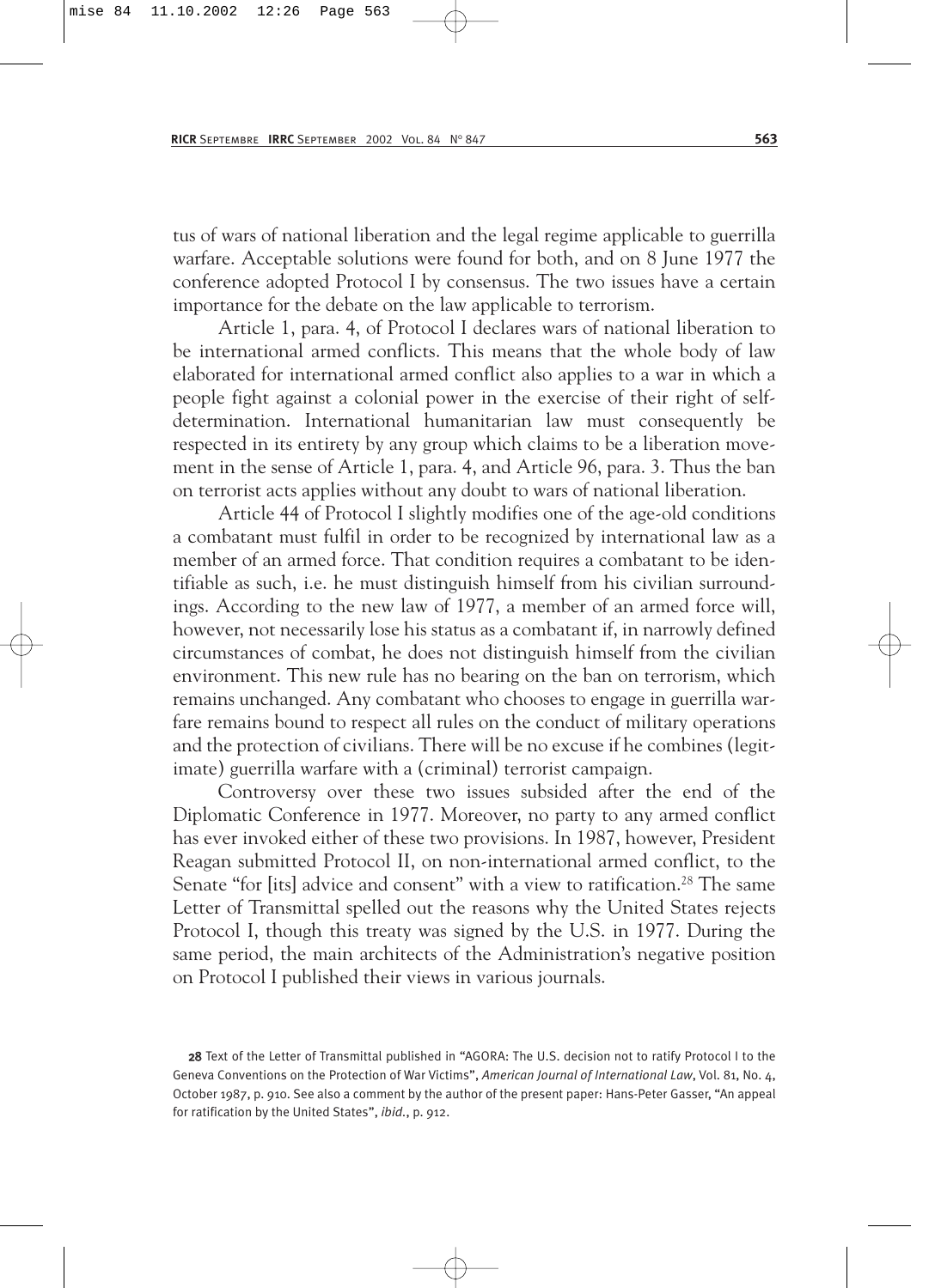tus of wars of national liberation and the legal regime applicable to guerrilla warfare. Acceptable solutions were found for both, and on 8 June 1977 the conference adopted Protocol I by consensus. The two issues have a certain importance for the debate on the law applicable to terrorism.

Article 1, para. 4, of Protocol I declares wars of national liberation to be international armed conflicts. This means that the whole body of law elaborated for international armed conflict also applies to a war in which a people fight against a colonial power in the exercise of their right of self-determination. International humanitarian law must consequently be respected in its entirety by any group which claims to be a liberation movement in the sense of Article 1, para. 4, and Article 96, para. 3. Thus the ban on terrorist acts applies without any doubt to wars of national liberation.

Article 44 of Protocol I slightly modifies one of the age-old conditions a combatant must fulfil in order to be recognized by international law as a member of an armed force. That condition requires a combatant to be identifiable as such, i.e. he must distinguish himself from his civilian surroundings. According to the new law of 1977, a member of an armed force will, however, not necessarily lose his status as a combatant if, in narrowly defined circumstances of combat, he does not distinguish himself from the civilian environment. This new rule has no bearing on the ban on terrorism, which remains unchanged. Any combatant who chooses to engage in guerrilla warfare remains bound to respect all rules on the conduct of military operations and the protection of civilians. There will be no excuse if he combines (legitimate) guerrilla warfare with a (criminal) terrorist campaign.

Controversy over these two issues subsided after the end of the Diplomatic Conference in 1977. Moreover, no party to any armed conflict has ever invoked either of these two provisions. In 1987, however, President Reagan submitted Protocol II, on non-international armed conflict, to the Senate "for [its] advice and consent" with a view to ratification.[28] The same Letter of Transmittal spelled out the reasons why the United States rejects Protocol I, though this treaty was signed by the U.S. in 1977. During the same period, the main architects of the Administration's negative position on Protocol I published their views in various journals.

[28] Text of the Letter of Transmittal published in "AGORA: The U.S. decision not to ratify Protocol I to the Geneva Conventions on the Protection of War Victims", *American Journal of International Law*, Vol. 81, No. 4, October 1987, p. 910. See also a comment by the author of the present paper: Hans-Peter Gasser, "An appeal for ratification by the United States", *ibid.*, p. 912.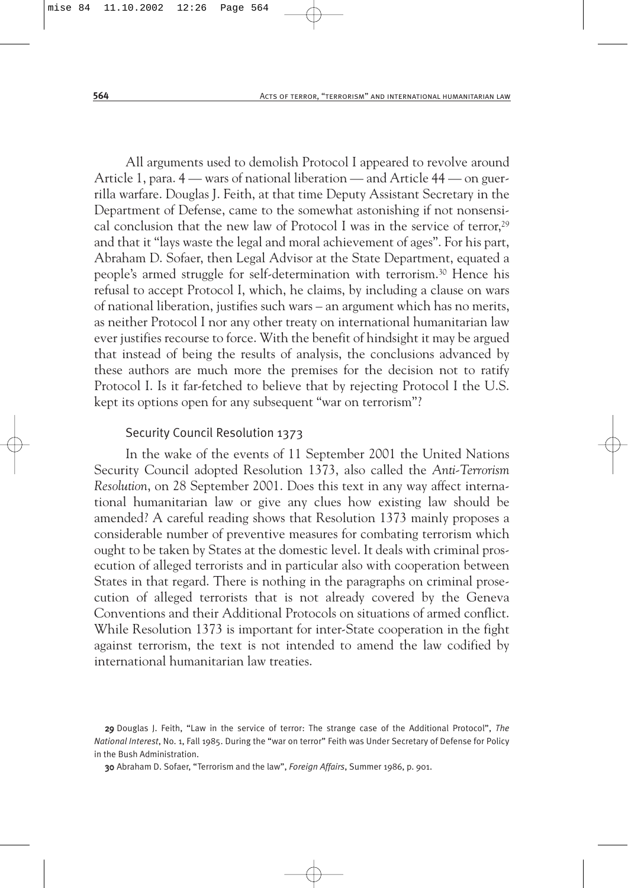All arguments used to demolish Protocol I appeared to revolve around Article 1, para. 4 — wars of national liberation — and Article 44 — on guerrilla warfare. Douglas J. Feith, at that time Deputy Assistant Secretary in the Department of Defense, came to the somewhat astonishing if not nonsensical conclusion that the new law of Protocol I was in the service of terror,[29] and that it "lays waste the legal and moral achievement of ages". For his part, Abraham D. Sofaer, then Legal Advisor at the State Department, equated a people's armed struggle for self-determination with terrorism.[30] Hence his refusal to accept Protocol I, which, he claims, by including a clause on wars of national liberation, justifies such wars – an argument which has no merits, as neither Protocol I nor any other treaty on international humanitarian law ever justifies recourse to force. With the benefit of hindsight it may be argued that instead of being the results of analysis, the conclusions advanced by these authors are much more the premises for the decision not to ratify Protocol I. Is it far-fetched to believe that by rejecting Protocol I the U.S. kept its options open for any subsequent "war on terrorism"?

### Security Council Resolution 1373

In the wake of the events of 11 September 2001 the United Nations Security Council adopted Resolution 1373, also called the *Anti-Terrorism Resolution*, on 28 September 2001. Does this text in any way affect international humanitarian law or give any clues how existing law should be amended? A careful reading shows that Resolution 1373 mainly proposes a considerable number of preventive measures for combating terrorism which ought to be taken by States at the domestic level. It deals with criminal prosecution of alleged terrorists and in particular also with cooperation between States in that regard. There is nothing in the paragraphs on criminal prosecution of alleged terrorists that is not already covered by the Geneva Conventions and their Additional Protocols on situations of armed conflict. While Resolution 1373 is important for inter-State cooperation in the fight against terrorism, the text is not intended to amend the law codified by international humanitarian law treaties.

**29** Douglas J. Feith, "Law in the service of terror: The strange case of the Additional Protocol", *The National Interest*, No. 1, Fall 1985. During the "war on terror" Feith was Under Secretary of Defense for Policy in the Bush Administration.

**30** Abraham D. Sofaer, "Terrorism and the law", *Foreign Affairs*, Summer 1986, p. 901.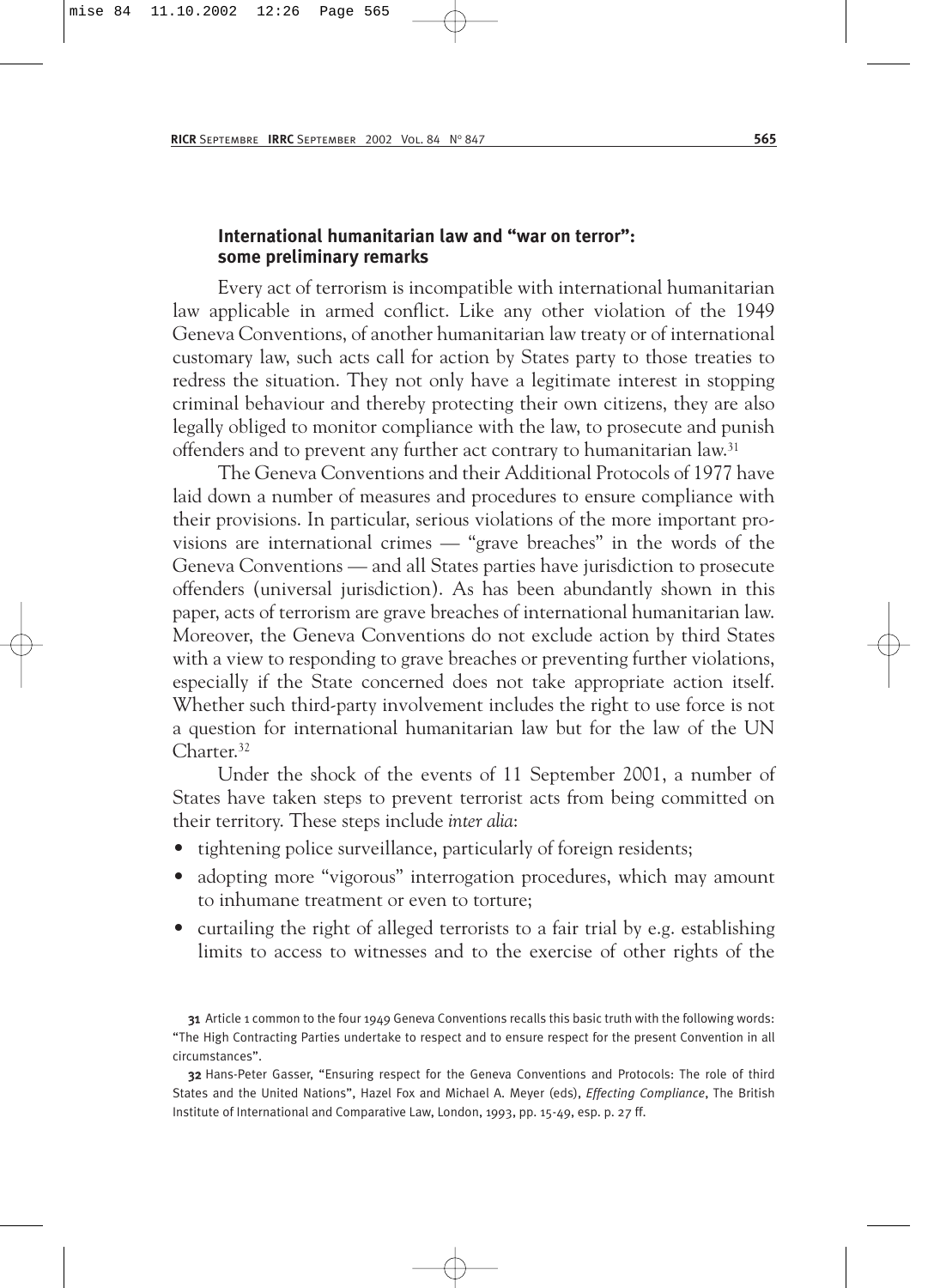### International humanitarian law and "war on terror": some preliminary remarks

Every act of terrorism is incompatible with international humanitarian law applicable in armed conflict. Like any other violation of the 1949 Geneva Conventions, of another humanitarian law treaty or of international customary law, such acts call for action by States party to those treaties to redress the situation. They not only have a legitimate interest in stopping criminal behaviour and thereby protecting their own citizens, they are also legally obliged to monitor compliance with the law, to prosecute and punish offenders and to prevent any further act contrary to humanitarian law.[31]

The Geneva Conventions and their Additional Protocols of 1977 have laid down a number of measures and procedures to ensure compliance with their provisions. In particular, serious violations of the more important provisions are international crimes — "grave breaches" in the words of the Geneva Conventions — and all States parties have jurisdiction to prosecute offenders (universal jurisdiction). As has been abundantly shown in this paper, acts of terrorism are grave breaches of international humanitarian law. Moreover, the Geneva Conventions do not exclude action by third States with a view to responding to grave breaches or preventing further violations, especially if the State concerned does not take appropriate action itself. Whether such third-party involvement includes the right to use force is not a question for international humanitarian law but for the law of the UN Charter.[32]

Under the shock of the events of 11 September 2001, a number of States have taken steps to prevent terrorist acts from being committed on their territory. These steps include *inter alia*:

- tightening police surveillance, particularly of foreign residents;
- adopting more "vigorous" interrogation procedures, which may amount to inhumane treatment or even to torture;
- curtailing the right of alleged terrorists to a fair trial by e.g. establishing limits to access to witnesses and to the exercise of other rights of the

**31** Article 1 common to the four 1949 Geneva Conventions recalls this basic truth with the following words: "The High Contracting Parties undertake to respect and to ensure respect for the present Convention in all circumstances".

**32** Hans-Peter Gasser, "Ensuring respect for the Geneva Conventions and Protocols: The role of third States and the United Nations", Hazel Fox and Michael A. Meyer (eds), *Effecting Compliance*, The British Institute of International and Comparative Law, London, 1993, pp. 15-49, esp. p. 27 ff.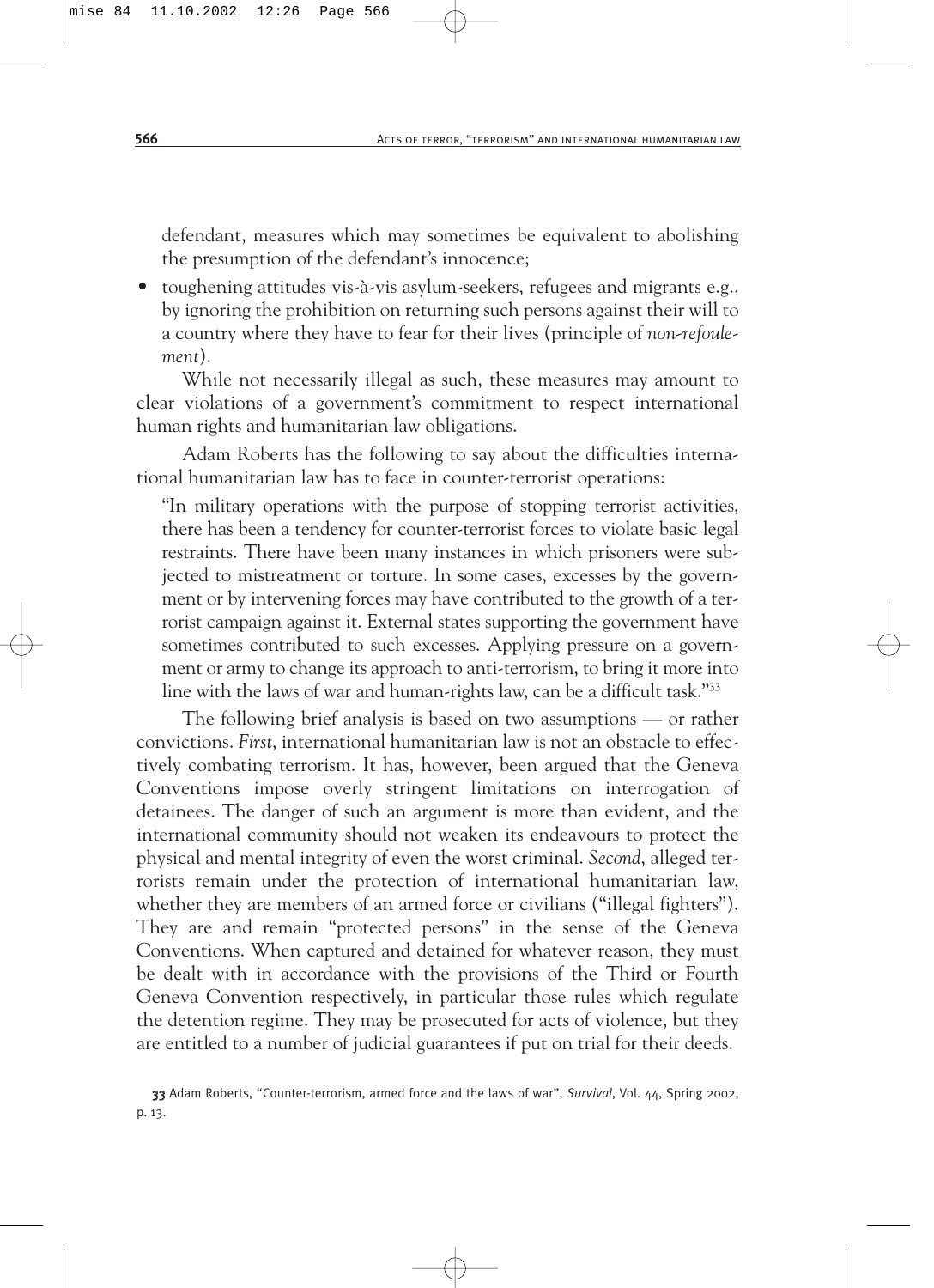defendant, measures which may sometimes be equivalent to abolishing the presumption of the defendant's innocence;

- toughening attitudes vis-à-vis asylum-seekers, refugees and migrants e.g., by ignoring the prohibition on returning such persons against their will to a country where they have to fear for their lives (principle of *non-refoulement*).

While not necessarily illegal as such, these measures may amount to clear violations of a government's commitment to respect international human rights and humanitarian law obligations.

Adam Roberts has the following to say about the difficulties international humanitarian law has to face in counter-terrorist operations:

> "In military operations with the purpose of stopping terrorist activities, there has been a tendency for counter-terrorist forces to violate basic legal restraints. There have been many instances in which prisoners were subjected to mistreatment or torture. In some cases, excesses by the government or by intervening forces may have contributed to the growth of a terrorist campaign against it. External states supporting the government have sometimes contributed to such excesses. Applying pressure on a government or army to change its approach to anti-terrorism, to bring it more into line with the laws of war and human-rights law, can be a difficult task."[33]

The following brief analysis is based on two assumptions — or rather convictions. *First*, international humanitarian law is not an obstacle to effectively combating terrorism. It has, however, been argued that the Geneva Conventions impose overly stringent limitations on interrogation of detainees. The danger of such an argument is more than evident, and the international community should not weaken its endeavours to protect the physical and mental integrity of even the worst criminal. *Second*, alleged terrorists remain under the protection of international humanitarian law, whether they are members of an armed force or civilians ("illegal fighters"). They are and remain "protected persons" in the sense of the Geneva Conventions. When captured and detained for whatever reason, they must be dealt with in accordance with the provisions of the Third or Fourth Geneva Convention respectively, in particular those rules which regulate the detention regime. They may be prosecuted for acts of violence, but they are entitled to a number of judicial guarantees if put on trial for their deeds.

33 Adam Roberts, "Counter-terrorism, armed force and the laws of war", *Survival*, Vol. 44, Spring 2002, p. 13.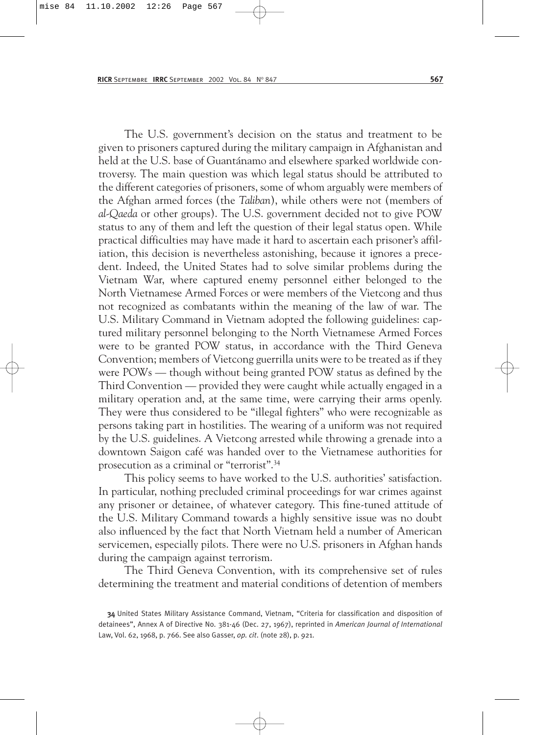The U.S. government's decision on the status and treatment to be given to prisoners captured during the military campaign in Afghanistan and held at the U.S. base of Guantánamo and elsewhere sparked worldwide controversy. The main question was which legal status should be attributed to the different categories of prisoners, some of whom arguably were members of the Afghan armed forces (the *Taliban*), while others were not (members of *al-Qaeda* or other groups). The U.S. government decided not to give POW status to any of them and left the question of their legal status open. While practical difficulties may have made it hard to ascertain each prisoner's affiliation, this decision is nevertheless astonishing, because it ignores a precedent. Indeed, the United States had to solve similar problems during the Vietnam War, where captured enemy personnel either belonged to the North Vietnamese Armed Forces or were members of the Vietcong and thus not recognized as combatants within the meaning of the law of war. The U.S. Military Command in Vietnam adopted the following guidelines: captured military personnel belonging to the North Vietnamese Armed Forces were to be granted POW status, in accordance with the Third Geneva Convention; members of Vietcong guerrilla units were to be treated as if they were POWs — though without being granted POW status as defined by the Third Convention — provided they were caught while actually engaged in a military operation and, at the same time, were carrying their arms openly. They were thus considered to be "illegal fighters" who were recognizable as persons taking part in hostilities. The wearing of a uniform was not required by the U.S. guidelines. A Vietcong arrested while throwing a grenade into a downtown Saigon café was handed over to the Vietnamese authorities for prosecution as a criminal or "terrorist".[34]

This policy seems to have worked to the U.S. authorities' satisfaction. In particular, nothing precluded criminal proceedings for war crimes against any prisoner or detainee, of whatever category. This fine-tuned attitude of the U.S. Military Command towards a highly sensitive issue was no doubt also influenced by the fact that North Vietnam held a number of American servicemen, especially pilots. There were no U.S. prisoners in Afghan hands during the campaign against terrorism.

The Third Geneva Convention, with its comprehensive set of rules determining the treatment and material conditions of detention of members

---

34 United States Military Assistance Command, Vietnam, "Criteria for classification and disposition of detainees", Annex A of Directive No. 381-46 (Dec. 27, 1967), reprinted in *American Journal of International* Law, Vol. 62, 1968, p. 766. See also Gasser, *op. cit.* (note 28), p. 921.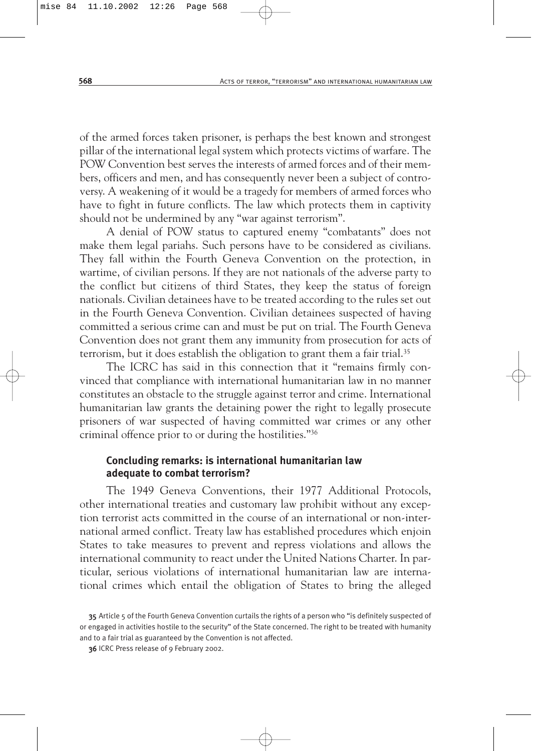of the armed forces taken prisoner, is perhaps the best known and strongest pillar of the international legal system which protects victims of warfare. The POW Convention best serves the interests of armed forces and of their members, officers and men, and has consequently never been a subject of controversy. A weakening of it would be a tragedy for members of armed forces who have to fight in future conflicts. The law which protects them in captivity should not be undermined by any "war against terrorism".

A denial of POW status to captured enemy "combatants" does not make them legal pariahs. Such persons have to be considered as civilians. They fall within the Fourth Geneva Convention on the protection, in wartime, of civilian persons. If they are not nationals of the adverse party to the conflict but citizens of third States, they keep the status of foreign nationals. Civilian detainees have to be treated according to the rules set out in the Fourth Geneva Convention. Civilian detainees suspected of having committed a serious crime can and must be put on trial. The Fourth Geneva Convention does not grant them any immunity from prosecution for acts of terrorism, but it does establish the obligation to grant them a fair trial.[35]

The ICRC has said in this connection that it "remains firmly convinced that compliance with international humanitarian law in no manner constitutes an obstacle to the struggle against terror and crime. International humanitarian law grants the detaining power the right to legally prosecute prisoners of war suspected of having committed war crimes or any other criminal offence prior to or during the hostilities."[36]

## Concluding remarks: is international humanitarian law adequate to combat terrorism?

The 1949 Geneva Conventions, their 1977 Additional Protocols, other international treaties and customary law prohibit without any exception terrorist acts committed in the course of an international or non-international armed conflict. Treaty law has established procedures which enjoin States to take measures to prevent and repress violations and allows the international community to react under the United Nations Charter. In particular, serious violations of international humanitarian law are international crimes which entail the obligation of States to bring the alleged

35 Article 5 of the Fourth Geneva Convention curtails the rights of a person who "is definitely suspected of or engaged in activities hostile to the security" of the State concerned. The right to be treated with humanity and to a fair trial as guaranteed by the Convention is not affected.

36 ICRC Press release of 9 February 2002.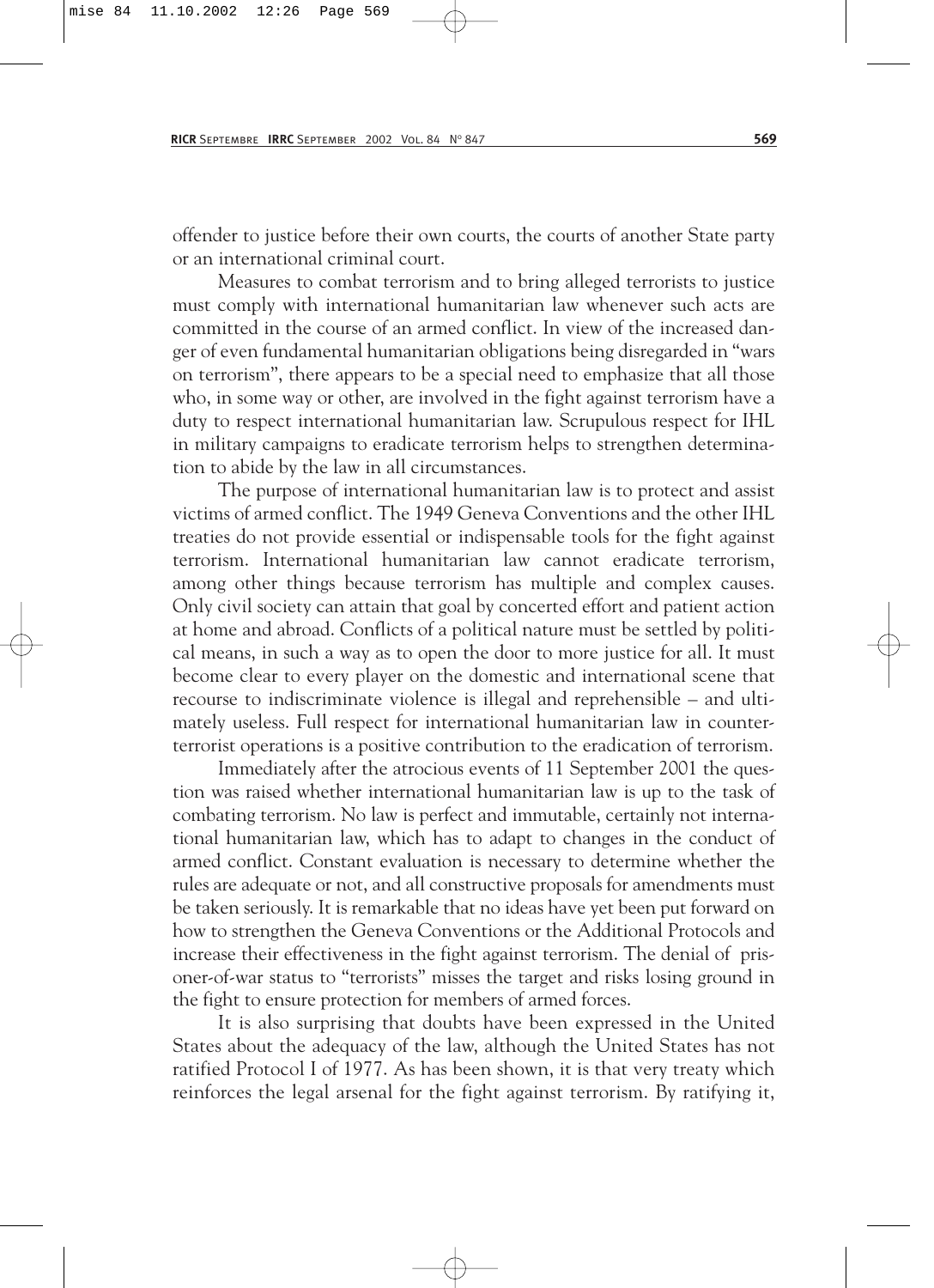offender to justice before their own courts, the courts of another State party or an international criminal court.

Measures to combat terrorism and to bring alleged terrorists to justice must comply with international humanitarian law whenever such acts are committed in the course of an armed conflict. In view of the increased danger of even fundamental humanitarian obligations being disregarded in "wars on terrorism", there appears to be a special need to emphasize that all those who, in some way or other, are involved in the fight against terrorism have a duty to respect international humanitarian law. Scrupulous respect for IHL in military campaigns to eradicate terrorism helps to strengthen determination to abide by the law in all circumstances.

The purpose of international humanitarian law is to protect and assist victims of armed conflict. The 1949 Geneva Conventions and the other IHL treaties do not provide essential or indispensable tools for the fight against terrorism. International humanitarian law cannot eradicate terrorism, among other things because terrorism has multiple and complex causes. Only civil society can attain that goal by concerted effort and patient action at home and abroad. Conflicts of a political nature must be settled by political means, in such a way as to open the door to more justice for all. It must become clear to every player on the domestic and international scene that recourse to indiscriminate violence is illegal and reprehensible – and ultimately useless. Full respect for international humanitarian law in counter-terrorist operations is a positive contribution to the eradication of terrorism.

Immediately after the atrocious events of 11 September 2001 the question was raised whether international humanitarian law is up to the task of combating terrorism. No law is perfect and immutable, certainly not international humanitarian law, which has to adapt to changes in the conduct of armed conflict. Constant evaluation is necessary to determine whether the rules are adequate or not, and all constructive proposals for amendments must be taken seriously. It is remarkable that no ideas have yet been put forward on how to strengthen the Geneva Conventions or the Additional Protocols and increase their effectiveness in the fight against terrorism. The denial of prisoner-of-war status to "terrorists" misses the target and risks losing ground in the fight to ensure protection for members of armed forces.

It is also surprising that doubts have been expressed in the United States about the adequacy of the law, although the United States has not ratified Protocol I of 1977. As has been shown, it is that very treaty which reinforces the legal arsenal for the fight against terrorism. By ratifying it,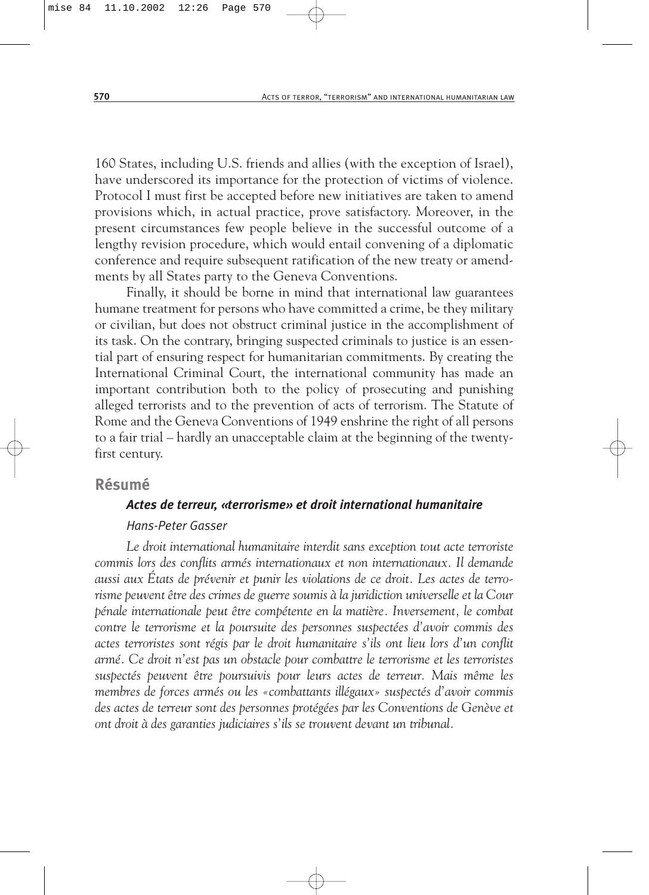160 States, including U.S. friends and allies (with the exception of Israel), have underscored its importance for the protection of victims of violence. Protocol I must first be accepted before new initiatives are taken to amend provisions which, in actual practice, prove satisfactory. Moreover, in the present circumstances few people believe in the successful outcome of a lengthy revision procedure, which would entail convening of a diplomatic conference and require subsequent ratification of the new treaty or amendments by all States party to the Geneva Conventions.

Finally, it should be borne in mind that international law guarantees humane treatment for persons who have committed a crime, be they military or civilian, but does not obstruct criminal justice in the accomplishment of its task. On the contrary, bringing suspected criminals to justice is an essential part of ensuring respect for humanitarian commitments. By creating the International Criminal Court, the international community has made an important contribution both to the policy of prosecuting and punishing alleged terrorists and to the prevention of acts of terrorism. The Statute of Rome and the Geneva Conventions of 1949 enshrine the right of all persons to a fair trial – hardly an unacceptable claim at the beginning of the twenty-first century.

## Résumé

### *Actes de terreur, «terrorisme» et droit international humanitaire*

*Hans-Peter Gasser*

*Le droit international humanitaire interdit sans exception tout acte terroriste commis lors des conflits armés internationaux et non internationaux. Il demande aussi aux États de prévenir et punir les violations de ce droit. Les actes de terrorisme peuvent être des crimes de guerre soumis à la juridiction universelle et la Cour pénale internationale peut être compétente en la matière. Inversement, le combat contre le terrorisme et la poursuite des personnes suspectées d'avoir commis des actes terroristes sont régis par le droit humanitaire s'ils ont lieu lors d'un conflit armé. Ce droit n'est pas un obstacle pour combattre le terrorisme et les terroristes suspectés peuvent être poursuivis pour leurs actes de terreur. Mais même les membres de forces armés ou les «combattants illégaux» suspectés d'avoir commis des actes de terreur sont des personnes protégées par les Conventions de Genève et ont droit à des garanties judiciaires s'ils se trouvent devant un tribunal.*